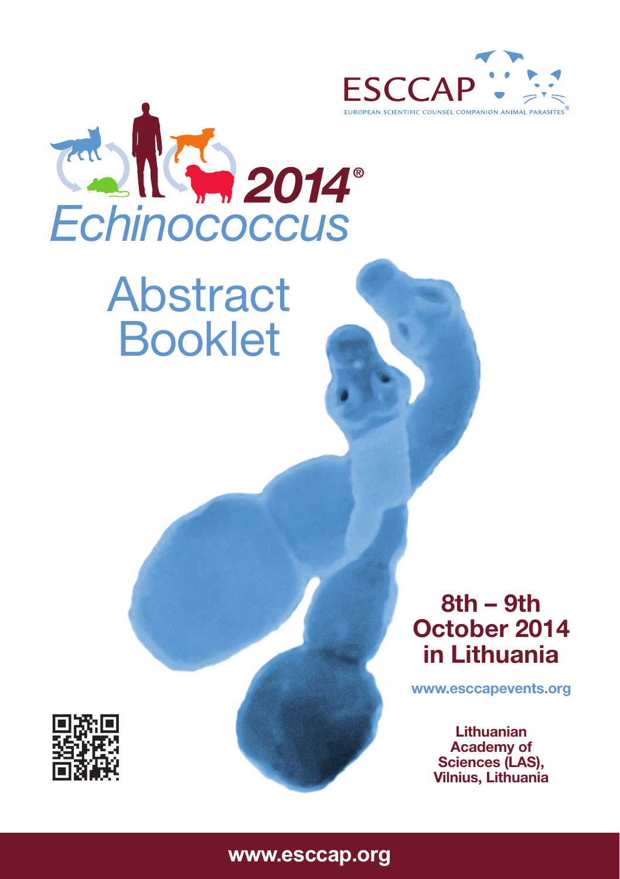ESCCAP

EUROPEAN SCIENTIFIC COUNSEL COMPANION ANIMAL PARASITES®

# *Echinococcus* 2014®

# Abstract Booklet

**8th – 9th October 2014 in Lithuania**

**www.esccapevents.org**

**Lithuanian Academy of Sciences (LAS), Vilnius, Lithuania**

**www.esccap.org**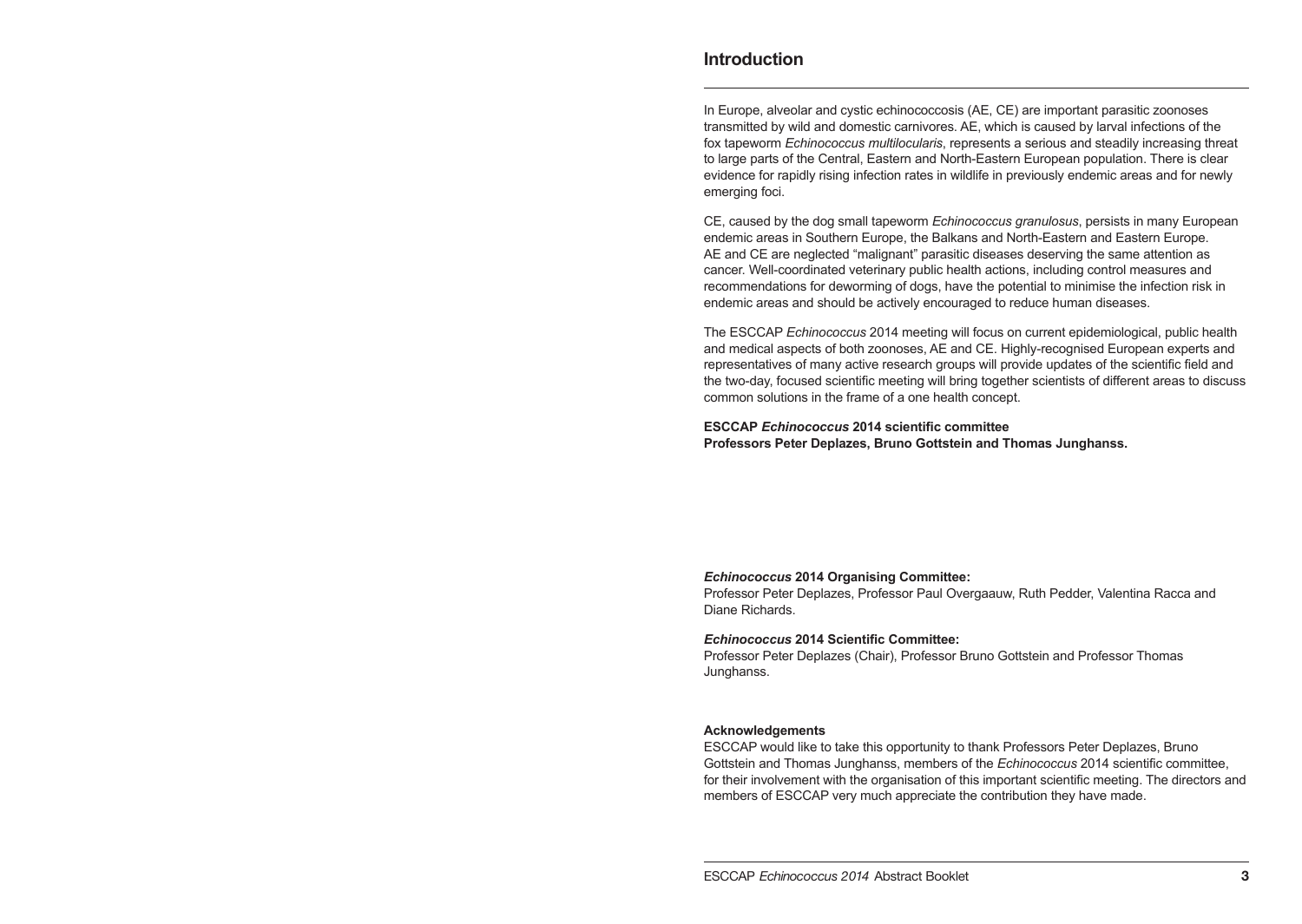# Introduction

In Europe, alveolar and cystic echinococcosis (AE, CE) are important parasitic zoonoses transmitted by wild and domestic carnivores. AE, which is caused by larval infections of the fox tapeworm *Echinococcus multilocularis*, represents a serious and steadily increasing threat to large parts of the Central, Eastern and North-Eastern European population. There is clear evidence for rapidly rising infection rates in wildlife in previously endemic areas and for newly emerging foci.

CE, caused by the dog small tapeworm *Echinococcus granulosus*, persists in many European endemic areas in Southern Europe, the Balkans and North-Eastern and Eastern Europe. AE and CE are neglected "malignant" parasitic diseases deserving the same attention as cancer. Well-coordinated veterinary public health actions, including control measures and recommendations for deworming of dogs, have the potential to minimise the infection risk in endemic areas and should be actively encouraged to reduce human diseases.

The ESCCAP *Echinococcus* 2014 meeting will focus on current epidemiological, public health and medical aspects of both zoonoses, AE and CE. Highly-recognised European experts and representatives of many active research groups will provide updates of the scientific field and the two-day, focused scientific meeting will bring together scientists of different areas to discuss common solutions in the frame of a one health concept.

**ESCCAP *Echinococcus* 2014 scientific committee**
**Professors Peter Deplazes, Bruno Gottstein and Thomas Junghanss.**

***Echinococcus* 2014 Organising Committee:**
Professor Peter Deplazes, Professor Paul Overgaauw, Ruth Pedder, Valentina Racca and Diane Richards.

***Echinococcus* 2014 Scientific Committee:**
Professor Peter Deplazes (Chair), Professor Bruno Gottstein and Professor Thomas Junghanss.

**Acknowledgements**
ESCCAP would like to take this opportunity to thank Professors Peter Deplazes, Bruno Gottstein and Thomas Junghanss, members of the *Echinococcus* 2014 scientific committee, for their involvement with the organisation of this important scientific meeting. The directors and members of ESCCAP very much appreciate the contribution they have made.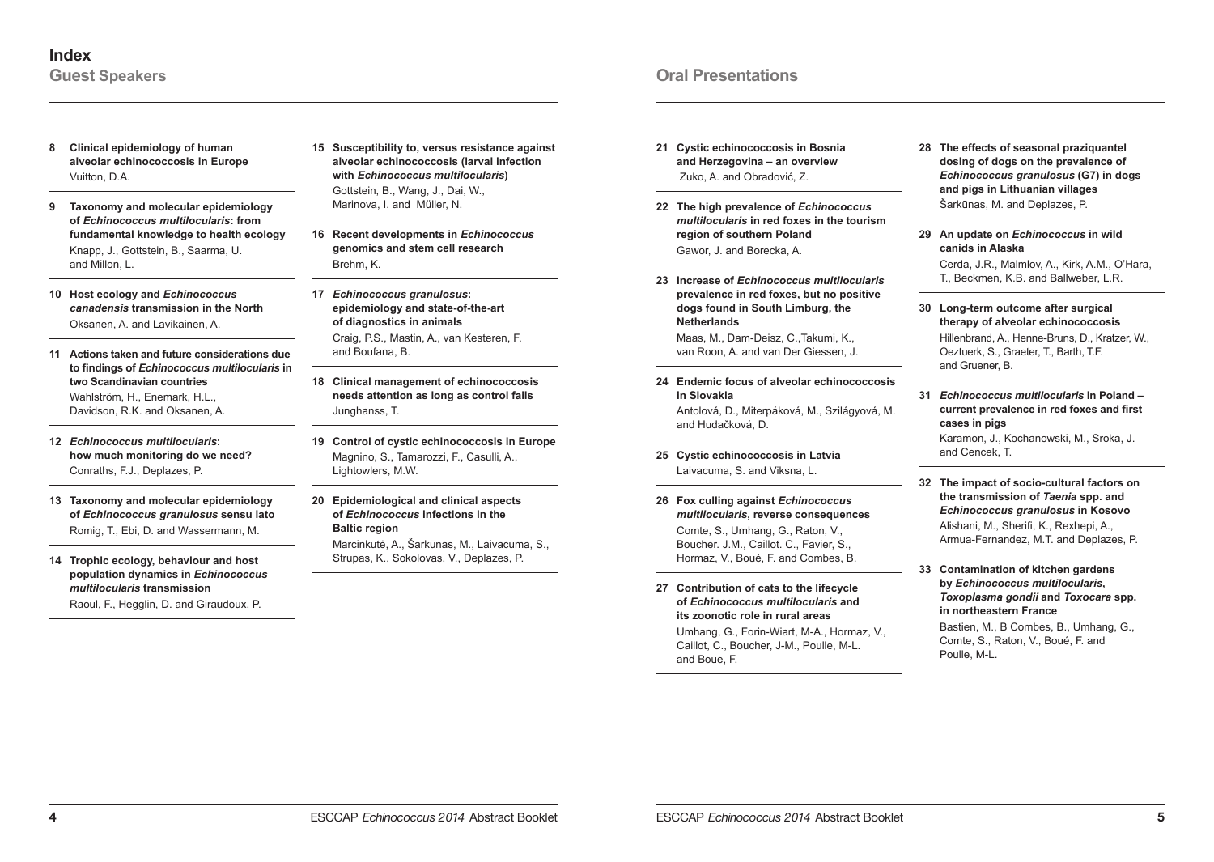# Index

## Guest Speakers

**8 Clinical epidemiology of human alveolar echinococcosis in Europe**
Vuitton, D.A.

**9 Taxonomy and molecular epidemiology of *Echinococcus multilocularis*: from fundamental knowledge to health ecology**
Knapp, J., Gottstein, B., Saarma, U. and Millon, L.

**10 Host ecology and *Echinococcus canadensis* transmission in the North**
Oksanen, A. and Lavikainen, A.

**11 Actions taken and future considerations due to findings of *Echinococcus multilocularis* in two Scandinavian countries**
Wahlström, H., Enemark, H.L., Davidson, R.K. and Oksanen, A.

**12 *Echinococcus multilocularis*: how much monitoring do we need?**
Conraths, F.J., Deplazes, P.

**13 Taxonomy and molecular epidemiology of *Echinococcus granulosus* sensu lato**
Romig, T., Ebi, D. and Wassermann, M.

**14 Trophic ecology, behaviour and host population dynamics in *Echinococcus multilocularis* transmission**
Raoul, F., Hegglin, D. and Giraudoux, P.

**15 Susceptibility to, versus resistance against alveolar echinococcosis (larval infection with *Echinococcus multilocularis*)**
Gottstein, B., Wang, J., Dai, W., Marinova, I. and Müller, N.

**16 Recent developments in *Echinococcus* genomics and stem cell research**
Brehm, K.

**17 *Echinococcus granulosus*: epidemiology and state-of-the-art of diagnostics in animals**
Craig, P.S., Mastin, A., van Kesteren, F. and Boufana, B.

**18 Clinical management of echinococcosis needs attention as long as control fails**
Junghanss, T.

**19 Control of cystic echinococcosis in Europe**
Magnino, S., Tamarozzi, F., Casulli, A., Lightowlers, M.W.

**20 Epidemiological and clinical aspects of *Echinococcus* infections in the Baltic region**
Marcinkutė, A., Šarkūnas, M., Laivacuma, S., Strupas, K., Sokolovas, V., Deplazes, P.

## Oral Presentations

**21 Cystic echinococcosis in Bosnia and Herzegovina – an overview**
Zuko, A. and Obradović, Z.

**22 The high prevalence of *Echinococcus multilocularis* in red foxes in the tourism region of southern Poland**
Gawor, J. and Borecka, A.

**23 Increase of *Echinococcus multilocularis* prevalence in red foxes, but no positive dogs found in South Limburg, the Netherlands**
Maas, M., Dam-Deisz, C.,Takumi, K., van Roon, A. and van Der Giessen, J.

**24 Endemic focus of alveolar echinococcosis in Slovakia**
Antolová, D., Miterpáková, M., Szilágyová, M. and Hudačková, D.

**25 Cystic echinococcosis in Latvia**
Laivacuma, S. and Viksna, L.

**26 Fox culling against *Echinococcus multilocularis*, reverse consequences**
Comte, S., Umhang, G., Raton, V., Boucher. J.M., Caillot. C., Favier, S., Hormaz, V., Boué, F. and Combes, B.

**27 Contribution of cats to the lifecycle of *Echinococcus multilocularis* and its zoonotic role in rural areas**
Umhang, G., Forin-Wiart, M-A., Hormaz, V., Caillot, C., Boucher, J-M., Poulle, M-L. and Boue, F.

**28 The effects of seasonal praziquantel dosing of dogs on the prevalence of *Echinococcus granulosus* (G7) in dogs and pigs in Lithuanian villages**
Šarkūnas, M. and Deplazes, P.

**29 An update on *Echinococcus* in wild canids in Alaska**
Cerda, J.R., Malmlov, A., Kirk, A.M., O'Hara, T., Beckmen, K.B. and Ballweber, L.R.

**30 Long-term outcome after surgical therapy of alveolar echinococcosis**
Hillenbrand, A., Henne-Bruns, D., Kratzer, W., Oeztuerk, S., Graeter, T., Barth, T.F. and Gruener, B.

**31 *Echinococcus multilocularis* in Poland – current prevalence in red foxes and first cases in pigs**
Karamon, J., Kochanowski, M., Sroka, J. and Cencek, T.

**32 The impact of socio-cultural factors on the transmission of *Taenia* spp. and *Echinococcus granulosus* in Kosovo**
Alishani, M., Sherifi, K., Rexhepi, A., Armua-Fernandez, M.T. and Deplazes, P.

**33 Contamination of kitchen gardens by *Echinococcus multilocularis*, *Toxoplasma gondii* and *Toxocara* spp. in northeastern France**
Bastien, M., B Combes, B., Umhang, G., Comte, S., Raton, V., Boué, F. and Poulle, M-L.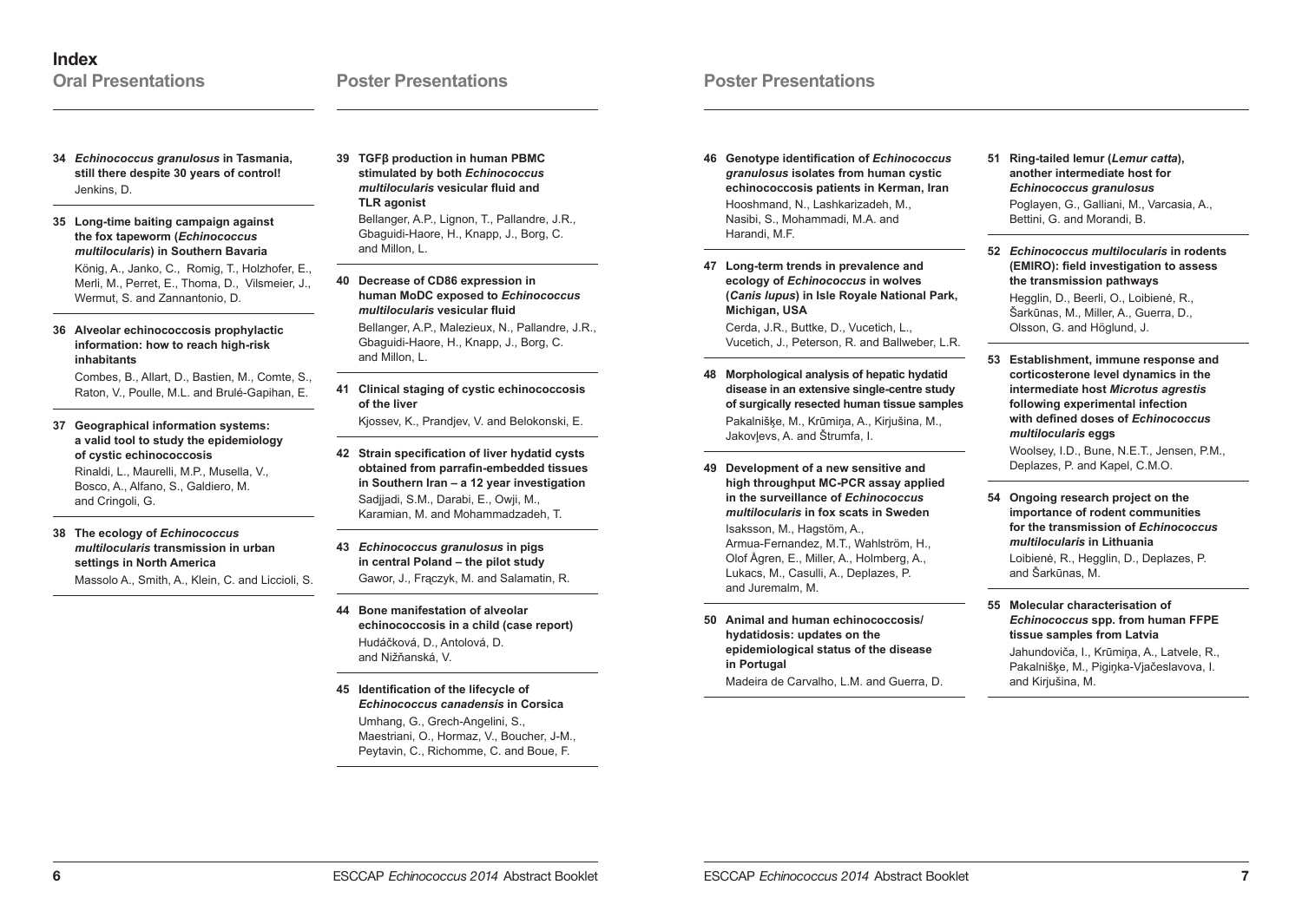# Index

## Oral Presentations

**34** ***Echinococcus granulosus*** **in Tasmania, still there despite 30 years of control!**
Jenkins, D.

**35** **Long-time baiting campaign against the fox tapeworm (*Echinococcus multilocularis*) in Southern Bavaria**
König, A., Janko, C., Romig, T., Holzhofer, E., Merli, M., Perret, E., Thoma, D., Vilsmeier, J., Wermut, S. and Zannantonio, D.

**36** **Alveolar echinococcosis prophylactic information: how to reach high-risk inhabitants**
Combes, B., Allart, D., Bastien, M., Comte, S., Raton, V., Poulle, M.L. and Brulé-Gapihan, E.

**37** **Geographical information systems: a valid tool to study the epidemiology of cystic echinococcosis**
Rinaldi, L., Maurelli, M.P., Musella, V., Bosco, A., Alfano, S., Galdiero, M. and Cringoli, G.

**38** **The ecology of *Echinococcus multilocularis* transmission in urban settings in North America**
Massolo A., Smith, A., Klein, C. and Liccioli, S.

## Poster Presentations

**39** **TGFβ production in human PBMC stimulated by both *Echinococcus multilocularis* vesicular fluid and TLR agonist**
Bellanger, A.P., Lignon, T., Pallandre, J.R., Gbaguidi-Haore, H., Knapp, J., Borg, C. and Millon, L.

**40** **Decrease of CD86 expression in human MoDC exposed to *Echinococcus multilocularis* vesicular fluid**
Bellanger, A.P., Malezieux, N., Pallandre, J.R., Gbaguidi-Haore, H., Knapp, J., Borg, C. and Millon, L.

**41** **Clinical staging of cystic echinococcosis of the liver**
Kjossev, K., Prandjev, V. and Belokonski, E.

**42** **Strain specification of liver hydatid cysts obtained from parrafin-embedded tissues in Southern Iran – a 12 year investigation**
Sadjjadi, S.M., Darabi, E., Owji, M., Karamian, M. and Mohammadzadeh, T.

**43** ***Echinococcus granulosus*** **in pigs in central Poland – the pilot study**
Gawor, J., Frączyk, M. and Salamatin, R.

**44** **Bone manifestation of alveolar echinococcosis in a child (case report)**
Hudáčková, D., Antolová, D. and Nižňanská, V.

**45** **Identification of the lifecycle of *Echinococcus canadensis* in Corsica**
Umhang, G., Grech-Angelini, S., Maestriani, O., Hormaz, V., Boucher, J-M., Peytavin, C., Richomme, C. and Boue, F.

## Poster Presentations

**46** **Genotype identification of *Echinococcus granulosus* isolates from human cystic echinococcosis patients in Kerman, Iran**
Hooshmand, N., Lashkarizadeh, M., Nasibi, S., Mohammadi, M.A. and Harandi, M.F.

**47** **Long-term trends in prevalence and ecology of *Echinococcus* in wolves (*Canis lupus*) in Isle Royale National Park, Michigan, USA**
Cerda, J.R., Buttke, D., Vucetich, L., Vucetich, J., Peterson, R. and Ballweber, L.R.

**48** **Morphological analysis of hepatic hydatid disease in an extensive single-centre study of surgically resected human tissue samples**
Pakalnišķe, M., Krūmiņa, A., Kirjušina, M., Jakovļevs, A. and Štrumfa, I.

**49** **Development of a new sensitive and high throughput MC-PCR assay applied in the surveillance of *Echinococcus multilocularis* in fox scats in Sweden**
Isaksson, M., Hagstöm, A., Armua-Fernandez, M.T., Wahlström, H., Olof Ågren, E., Miller, A., Holmberg, A., Lukacs, M., Casulli, A., Deplazes, P. and Juremalm, M.

**50** **Animal and human echinococcosis/ hydatidosis: updates on the epidemiological status of the disease in Portugal**
Madeira de Carvalho, L.M. and Guerra, D.

**51** **Ring-tailed lemur (*Lemur catta*), another intermediate host for *Echinococcus granulosus***
Poglayen, G., Galliani, M., Varcasia, A., Bettini, G. and Morandi, B.

**52** ***Echinococcus multilocularis*** **in rodents (EMIRO): field investigation to assess the transmission pathways**
Hegglin, D., Beerli, O., Loibienė, R., Šarkūnas, M., Miller, A., Guerra, D., Olsson, G. and Höglund, J.

**53** **Establishment, immune response and corticosterone level dynamics in the intermediate host *Microtus agrestis* following experimental infection with defined doses of *Echinococcus multilocularis* eggs**
Woolsey, I.D., Bune, N.E.T., Jensen, P.M., Deplazes, P. and Kapel, C.M.O.

**54** **Ongoing research project on the importance of rodent communities for the transmission of *Echinococcus multilocularis* in Lithuania**
Loibienė, R., Hegglin, D., Deplazes, P. and Šarkūnas, M.

**55** **Molecular characterisation of *Echinococcus* spp. from human FFPE tissue samples from Latvia**
Jahundoviča, I., Krūmiņa, A., Latvele, R., Pakalnišķe, M., Pigiņka-Vjačeslavova, I. and Kirjušina, M.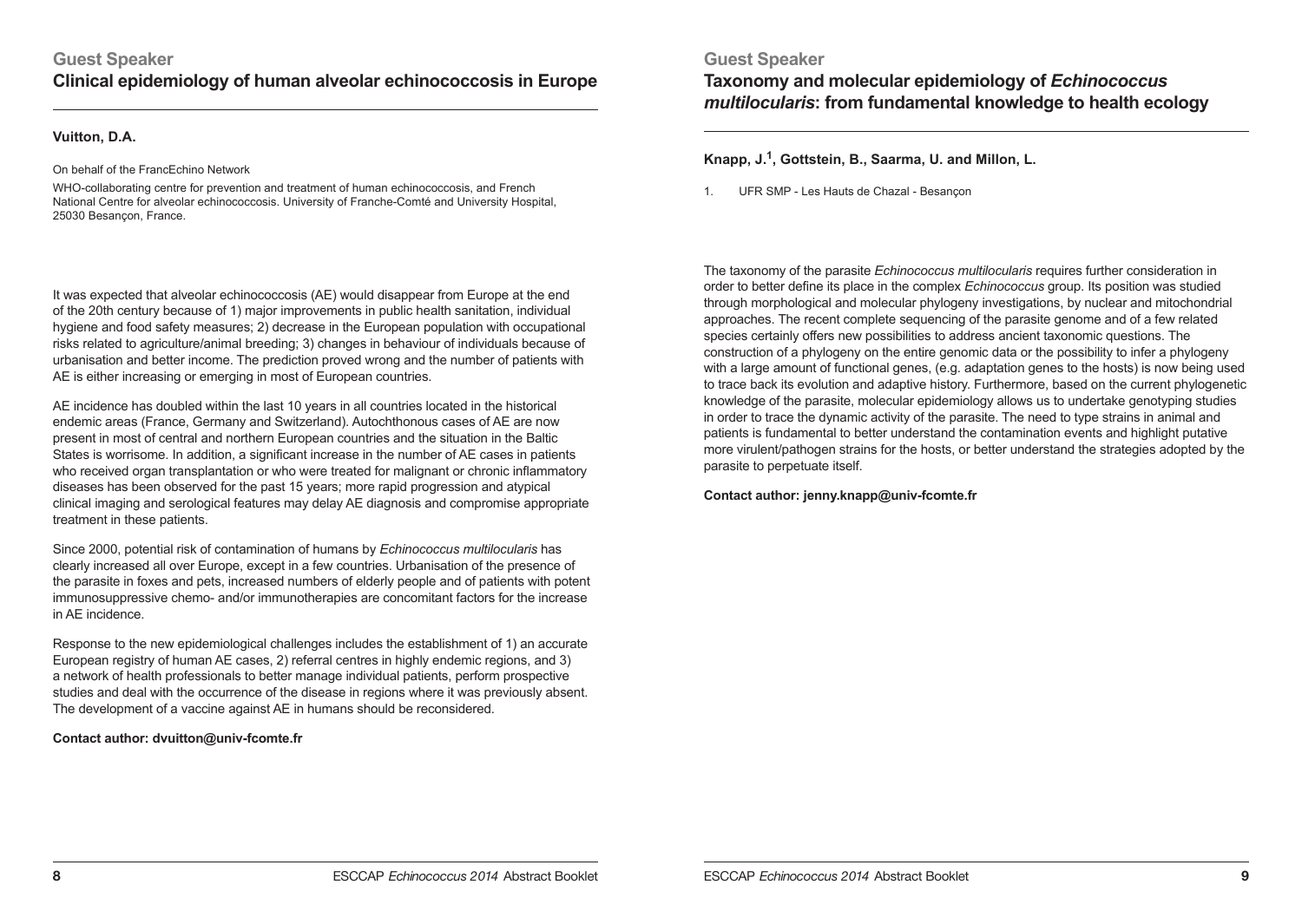## Guest Speaker

# Clinical epidemiology of human alveolar echinococcosis in Europe

**Vuitton, D.A.**

On behalf of the FrancEchino Network

WHO-collaborating centre for prevention and treatment of human echinococcosis, and French National Centre for alveolar echinococcosis. University of Franche-Comté and University Hospital, 25030 Besançon, France.

It was expected that alveolar echinococcosis (AE) would disappear from Europe at the end of the 20th century because of 1) major improvements in public health sanitation, individual hygiene and food safety measures; 2) decrease in the European population with occupational risks related to agriculture/animal breeding; 3) changes in behaviour of individuals because of urbanisation and better income. The prediction proved wrong and the number of patients with AE is either increasing or emerging in most of European countries.

AE incidence has doubled within the last 10 years in all countries located in the historical endemic areas (France, Germany and Switzerland). Autochthonous cases of AE are now present in most of central and northern European countries and the situation in the Baltic States is worrisome. In addition, a significant increase in the number of AE cases in patients who received organ transplantation or who were treated for malignant or chronic inflammatory diseases has been observed for the past 15 years; more rapid progression and atypical clinical imaging and serological features may delay AE diagnosis and compromise appropriate treatment in these patients.

Since 2000, potential risk of contamination of humans by *Echinococcus multilocularis* has clearly increased all over Europe, except in a few countries. Urbanisation of the presence of the parasite in foxes and pets, increased numbers of elderly people and of patients with potent immunosuppressive chemo- and/or immunotherapies are concomitant factors for the increase in AE incidence.

Response to the new epidemiological challenges includes the establishment of 1) an accurate European registry of human AE cases, 2) referral centres in highly endemic regions, and 3) a network of health professionals to better manage individual patients, perform prospective studies and deal with the occurrence of the disease in regions where it was previously absent. The development of a vaccine against AE in humans should be reconsidered.

**Contact author: dvuitton@univ-fcomte.fr**

## Guest Speaker

# Taxonomy and molecular epidemiology of *Echinococcus multilocularis*: from fundamental knowledge to health ecology

**Knapp, J.[1], Gottstein, B., Saarma, U. and Millon, L.**

1. UFR SMP - Les Hauts de Chazal - Besançon

The taxonomy of the parasite *Echinococcus multilocularis* requires further consideration in order to better define its place in the complex *Echinococcus* group. Its position was studied through morphological and molecular phylogeny investigations, by nuclear and mitochondrial approaches. The recent complete sequencing of the parasite genome and of a few related species certainly offers new possibilities to address ancient taxonomic questions. The construction of a phylogeny on the entire genomic data or the possibility to infer a phylogeny with a large amount of functional genes, (e.g. adaptation genes to the hosts) is now being used to trace back its evolution and adaptive history. Furthermore, based on the current phylogenetic knowledge of the parasite, molecular epidemiology allows us to undertake genotyping studies in order to trace the dynamic activity of the parasite. The need to type strains in animal and patients is fundamental to better understand the contamination events and highlight putative more virulent/pathogen strains for the hosts, or better understand the strategies adopted by the parasite to perpetuate itself.

**Contact author: jenny.knapp@univ-fcomte.fr**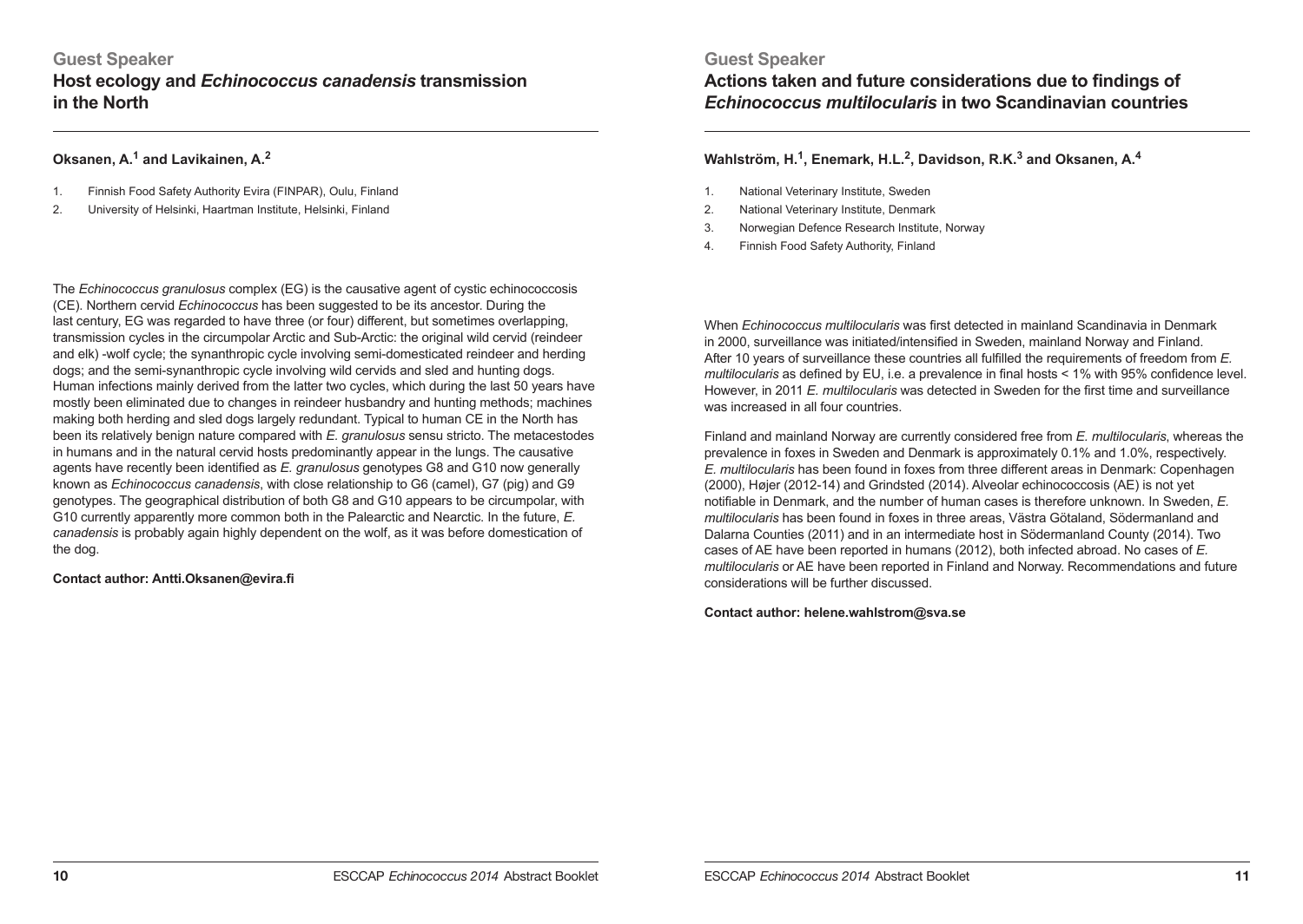## Guest Speaker

# Host ecology and *Echinococcus canadensis* transmission in the North

**Oksanen, A.[1] and Lavikainen, A.[2]**

1. Finnish Food Safety Authority Evira (FINPAR), Oulu, Finland
2. University of Helsinki, Haartman Institute, Helsinki, Finland

The *Echinococcus granulosus* complex (EG) is the causative agent of cystic echinococcosis (CE). Northern cervid *Echinococcus* has been suggested to be its ancestor. During the last century, EG was regarded to have three (or four) different, but sometimes overlapping, transmission cycles in the circumpolar Arctic and Sub-Arctic: the original wild cervid (reindeer and elk) -wolf cycle; the synanthropic cycle involving semi-domesticated reindeer and herding dogs; and the semi-synanthropic cycle involving wild cervids and sled and hunting dogs. Human infections mainly derived from the latter two cycles, which during the last 50 years have mostly been eliminated due to changes in reindeer husbandry and hunting methods; machines making both herding and sled dogs largely redundant. Typical to human CE in the North has been its relatively benign nature compared with *E. granulosus* sensu stricto. The metacestodes in humans and in the natural cervid hosts predominantly appear in the lungs. The causative agents have recently been identified as *E. granulosus* genotypes G8 and G10 now generally known as *Echinococcus canadensis*, with close relationship to G6 (camel), G7 (pig) and G9 genotypes. The geographical distribution of both G8 and G10 appears to be circumpolar, with G10 currently apparently more common both in the Palearctic and Nearctic. In the future, *E. canadensis* is probably again highly dependent on the wolf, as it was before domestication of the dog.

**Contact author: Antti.Oksanen@evira.fi**

## Guest Speaker

# Actions taken and future considerations due to findings of *Echinococcus multilocularis* in two Scandinavian countries

**Wahlström, H.[1], Enemark, H.L.[2], Davidson, R.K.[3] and Oksanen, A.[4]**

1. National Veterinary Institute, Sweden
2. National Veterinary Institute, Denmark
3. Norwegian Defence Research Institute, Norway
4. Finnish Food Safety Authority, Finland

When *Echinococcus multilocularis* was first detected in mainland Scandinavia in Denmark in 2000, surveillance was initiated/intensified in Sweden, mainland Norway and Finland. After 10 years of surveillance these countries all fulfilled the requirements of freedom from *E. multilocularis* as defined by EU, i.e. a prevalence in final hosts < 1% with 95% confidence level. However, in 2011 *E. multilocularis* was detected in Sweden for the first time and surveillance was increased in all four countries.

Finland and mainland Norway are currently considered free from *E. multilocularis*, whereas the prevalence in foxes in Sweden and Denmark is approximately 0.1% and 1.0%, respectively. *E. multilocularis* has been found in foxes from three different areas in Denmark: Copenhagen (2000), Højer (2012-14) and Grindsted (2014). Alveolar echinococcosis (AE) is not yet notifiable in Denmark, and the number of human cases is therefore unknown. In Sweden, *E. multilocularis* has been found in foxes in three areas, Västra Götaland, Södermanland and Dalarna Counties (2011) and in an intermediate host in Södermanland County (2014). Two cases of AE have been reported in humans (2012), both infected abroad. No cases of *E. multilocularis* or AE have been reported in Finland and Norway. Recommendations and future considerations will be further discussed.

**Contact author: helene.wahlstrom@sva.se**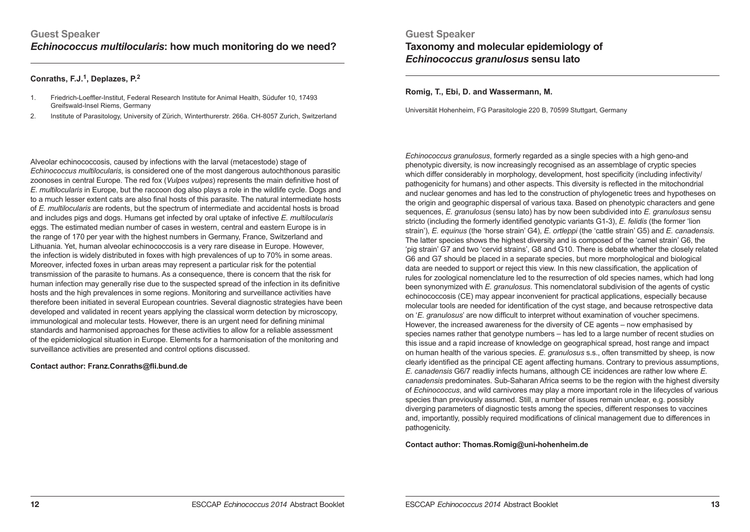## Guest Speaker

# *Echinococcus multilocularis*: how much monitoring do we need?

**Conraths, F.J.[1], Deplazes, P.[2]**

1. Friedrich-Loeffler-Institut, Federal Research Institute for Animal Health, Südufer 10, 17493 Greifswald-Insel Riems, Germany
2. Institute of Parasitology, University of Zürich, Winterthurerstr. 266a. CH-8057 Zurich, Switzerland

Alveolar echinococcosis, caused by infections with the larval (metacestode) stage of *Echinococcus multilocularis*, is considered one of the most dangerous autochthonous parasitic zoonoses in central Europe. The red fox (*Vulpes vulpes*) represents the main definitive host of *E. multilocularis* in Europe, but the raccoon dog also plays a role in the wildlife cycle. Dogs and to a much lesser extent cats are also final hosts of this parasite. The natural intermediate hosts of *E. multilocularis* are rodents, but the spectrum of intermediate and accidental hosts is broad and includes pigs and dogs. Humans get infected by oral uptake of infective *E. multilocularis* eggs. The estimated median number of cases in western, central and eastern Europe is in the range of 170 per year with the highest numbers in Germany, France, Switzerland and Lithuania. Yet, human alveolar echinococcosis is a very rare disease in Europe. However, the infection is widely distributed in foxes with high prevalences of up to 70% in some areas. Moreover, infected foxes in urban areas may represent a particular risk for the potential transmission of the parasite to humans. As a consequence, there is concern that the risk for human infection may generally rise due to the suspected spread of the infection in its definitive hosts and the high prevalences in some regions. Monitoring and surveillance activities have therefore been initiated in several European countries. Several diagnostic strategies have been developed and validated in recent years applying the classical worm detection by microscopy, immunological and molecular tests. However, there is an urgent need for defining minimal standards and harmonised approaches for these activities to allow for a reliable assessment of the epidemiological situation in Europe. Elements for a harmonisation of the monitoring and surveillance activities are presented and control options discussed.

**Contact author: Franz.Conraths@fli.bund.de**

## Guest Speaker

# Taxonomy and molecular epidemiology of *Echinococcus granulosus* sensu lato

**Romig, T., Ebi, D. and Wassermann, M.**

Universität Hohenheim, FG Parasitologie 220 B, 70599 Stuttgart, Germany

*Echinococcus granulosus*, formerly regarded as a single species with a high geno-and phenotypic diversity, is now increasingly recognised as an assemblage of cryptic species which differ considerably in morphology, development, host specificity (including infectivity/pathogenicity for humans) and other aspects. This diversity is reflected in the mitochondrial and nuclear genomes and has led to the construction of phylogenetic trees and hypotheses on the origin and geographic dispersal of various taxa. Based on phenotypic characters and gene sequences, *E. granulosus* (sensu lato) has by now been subdivided into *E. granulosus* sensu stricto (including the formerly identified genotypic variants G1-3), *E. felidis* (the former 'lion strain'), *E. equinus* (the 'horse strain' G4), *E. ortleppi* (the 'cattle strain' G5) and *E. canadensis.* The latter species shows the highest diversity and is composed of the 'camel strain' G6, the 'pig strain' G7 and two 'cervid strains', G8 and G10. There is debate whether the closely related G6 and G7 should be placed in a separate species, but more morphological and biological data are needed to support or reject this view. In this new classification, the application of rules for zoological nomenclature led to the resurrection of old species names, which had long been synonymized with *E. granulosus*. This nomenclatoral subdivision of the agents of cystic echinococcosis (CE) may appear inconvenient for practical applications, especially because molecular tools are needed for identification of the cyst stage, and because retrospective data on '*E. granulosus*' are now difficult to interpret without examination of voucher specimens. However, the increased awareness for the diversity of CE agents – now emphasised by species names rather that genotype numbers – has led to a large number of recent studies on this issue and a rapid increase of knowledge on geographical spread, host range and impact on human health of the various species. *E. granulosus* s.s., often transmitted by sheep, is now clearly identified as the principal CE agent affecting humans. Contrary to previous assumptions, *E. canadensis* G6/7 readliy infects humans, although CE incidences are rather low where *E. canadensis* predominates. Sub-Saharan Africa seems to be the region with the highest diversity of *Echinococcus*, and wild carnivores may play a more important role in the lifecycles of various species than previously assumed. Still, a number of issues remain unclear, e.g. possibly diverging parameters of diagnostic tests among the species, different responses to vaccines and, importantly, possibly required modifications of clinical management due to differences in pathogenicity.

**Contact author: Thomas.Romig@uni-hohenheim.de**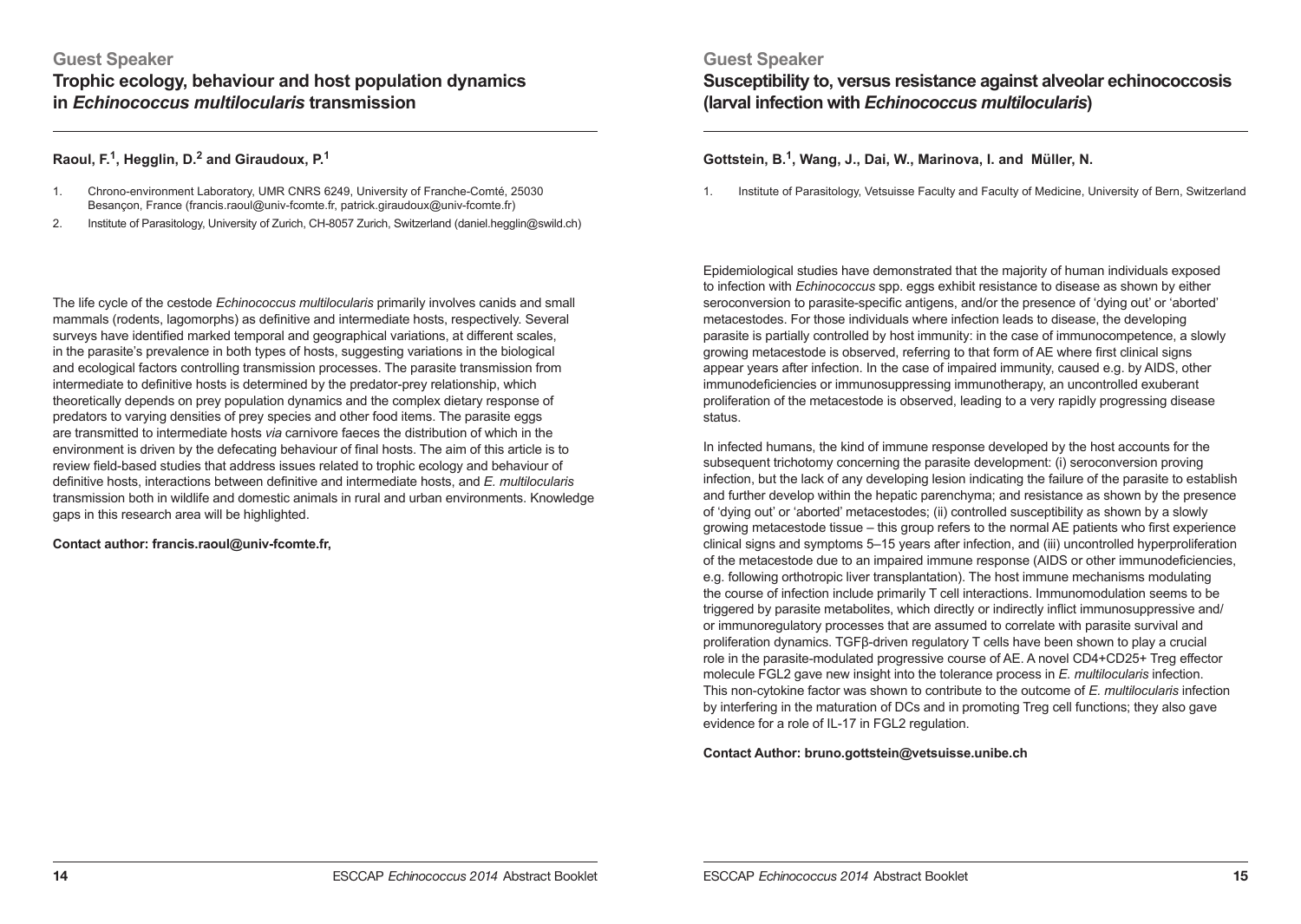## Guest Speaker

# Trophic ecology, behaviour and host population dynamics in *Echinococcus multilocularis* transmission

**Raoul, F.[1], Hegglin, D.[2] and Giraudoux, P.[1]**

1. Chrono-environment Laboratory, UMR CNRS 6249, University of Franche-Comté, 25030 Besançon, France (francis.raoul@univ-fcomte.fr, patrick.giraudoux@univ-fcomte.fr)
2. Institute of Parasitology, University of Zurich, CH-8057 Zurich, Switzerland (daniel.hegglin@swild.ch)

The life cycle of the cestode *Echinococcus multilocularis* primarily involves canids and small mammals (rodents, lagomorphs) as definitive and intermediate hosts, respectively. Several surveys have identified marked temporal and geographical variations, at different scales, in the parasite's prevalence in both types of hosts, suggesting variations in the biological and ecological factors controlling transmission processes. The parasite transmission from intermediate to definitive hosts is determined by the predator-prey relationship, which theoretically depends on prey population dynamics and the complex dietary response of predators to varying densities of prey species and other food items. The parasite eggs are transmitted to intermediate hosts *via* carnivore faeces the distribution of which in the environment is driven by the defecating behaviour of final hosts. The aim of this article is to review field-based studies that address issues related to trophic ecology and behaviour of definitive hosts, interactions between definitive and intermediate hosts, and *E. multilocularis* transmission both in wildlife and domestic animals in rural and urban environments. Knowledge gaps in this research area will be highlighted.

**Contact author: francis.raoul@univ-fcomte.fr,**

## Guest Speaker

# Susceptibility to, versus resistance against alveolar echinococcosis (larval infection with *Echinococcus multilocularis*)

**Gottstein, B.[1], Wang, J., Dai, W., Marinova, I. and Müller, N.**

1. Institute of Parasitology, Vetsuisse Faculty and Faculty of Medicine, University of Bern, Switzerland

Epidemiological studies have demonstrated that the majority of human individuals exposed to infection with *Echinococcus* spp. eggs exhibit resistance to disease as shown by either seroconversion to parasite-specific antigens, and/or the presence of 'dying out' or 'aborted' metacestodes. For those individuals where infection leads to disease, the developing parasite is partially controlled by host immunity: in the case of immunocompetence, a slowly growing metacestode is observed, referring to that form of AE where first clinical signs appear years after infection. In the case of impaired immunity, caused e.g. by AIDS, other immunodeficiencies or immunosuppressing immunotherapy, an uncontrolled exuberant proliferation of the metacestode is observed, leading to a very rapidly progressing disease status.

In infected humans, the kind of immune response developed by the host accounts for the subsequent trichotomy concerning the parasite development: (i) seroconversion proving infection, but the lack of any developing lesion indicating the failure of the parasite to establish and further develop within the hepatic parenchyma; and resistance as shown by the presence of 'dying out' or 'aborted' metacestodes; (ii) controlled susceptibility as shown by a slowly growing metacestode tissue – this group refers to the normal AE patients who first experience clinical signs and symptoms 5–15 years after infection, and (iii) uncontrolled hyperproliferation of the metacestode due to an impaired immune response (AIDS or other immunodeficiencies, e.g. following orthotropic liver transplantation). The host immune mechanisms modulating the course of infection include primarily T cell interactions. Immunomodulation seems to be triggered by parasite metabolites, which directly or indirectly inflict immunosuppressive and/or immunoregulatory processes that are assumed to correlate with parasite survival and proliferation dynamics. TGFβ-driven regulatory T cells have been shown to play a crucial role in the parasite-modulated progressive course of AE. A novel CD4+CD25+ Treg effector molecule FGL2 gave new insight into the tolerance process in *E. multilocularis* infection. This non-cytokine factor was shown to contribute to the outcome of *E. multilocularis* infection by interfering in the maturation of DCs and in promoting Treg cell functions; they also gave evidence for a role of IL-17 in FGL2 regulation.

**Contact Author: bruno.gottstein@vetsuisse.unibe.ch**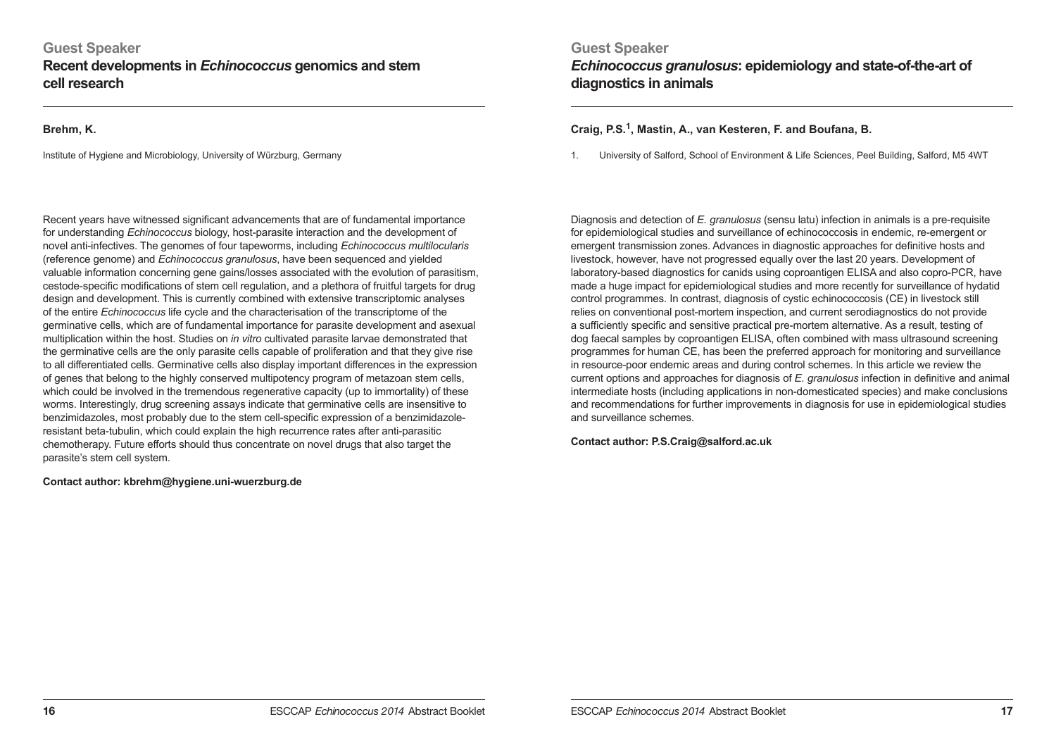## Guest Speaker

### Recent developments in *Echinococcus* genomics and stem cell research

**Brehm, K.**

Institute of Hygiene and Microbiology, University of Würzburg, Germany

Recent years have witnessed significant advancements that are of fundamental importance for understanding *Echinococcus* biology, host-parasite interaction and the development of novel anti-infectives. The genomes of four tapeworms, including *Echinococcus multilocularis* (reference genome) and *Echinococcus granulosus*, have been sequenced and yielded valuable information concerning gene gains/losses associated with the evolution of parasitism, cestode-specific modifications of stem cell regulation, and a plethora of fruitful targets for drug design and development. This is currently combined with extensive transcriptomic analyses of the entire *Echinococcus* life cycle and the characterisation of the transcriptome of the germinative cells, which are of fundamental importance for parasite development and asexual multiplication within the host. Studies on *in vitro* cultivated parasite larvae demonstrated that the germinative cells are the only parasite cells capable of proliferation and that they give rise to all differentiated cells. Germinative cells also display important differences in the expression of genes that belong to the highly conserved multipotency program of metazoan stem cells, which could be involved in the tremendous regenerative capacity (up to immortality) of these worms. Interestingly, drug screening assays indicate that germinative cells are insensitive to benzimidazoles, most probably due to the stem cell-specific expression of a benzimidazole-resistant beta-tubulin, which could explain the high recurrence rates after anti-parasitic chemotherapy. Future efforts should thus concentrate on novel drugs that also target the parasite's stem cell system.

**Contact author: kbrehm@hygiene.uni-wuerzburg.de**

## Guest Speaker

### *Echinococcus granulosus*: epidemiology and state-of-the-art of diagnostics in animals

**Craig, P.S.[1], Mastin, A., van Kesteren, F. and Boufana, B.**

1. University of Salford, School of Environment & Life Sciences, Peel Building, Salford, M5 4WT

Diagnosis and detection of *E. granulosus* (sensu latu) infection in animals is a pre-requisite for epidemiological studies and surveillance of echinococcosis in endemic, re-emergent or emergent transmission zones. Advances in diagnostic approaches for definitive hosts and livestock, however, have not progressed equally over the last 20 years. Development of laboratory-based diagnostics for canids using coproantigen ELISA and also copro-PCR, have made a huge impact for epidemiological studies and more recently for surveillance of hydatid control programmes. In contrast, diagnosis of cystic echinococcosis (CE) in livestock still relies on conventional post-mortem inspection, and current serodiagnostics do not provide a sufficiently specific and sensitive practical pre-mortem alternative. As a result, testing of dog faecal samples by coproantigen ELISA, often combined with mass ultrasound screening programmes for human CE, has been the preferred approach for monitoring and surveillance in resource-poor endemic areas and during control schemes. In this article we review the current options and approaches for diagnosis of *E. granulosus* infection in definitive and animal intermediate hosts (including applications in non-domesticated species) and make conclusions and recommendations for further improvements in diagnosis for use in epidemiological studies and surveillance schemes.

**Contact author: P.S.Craig@salford.ac.uk**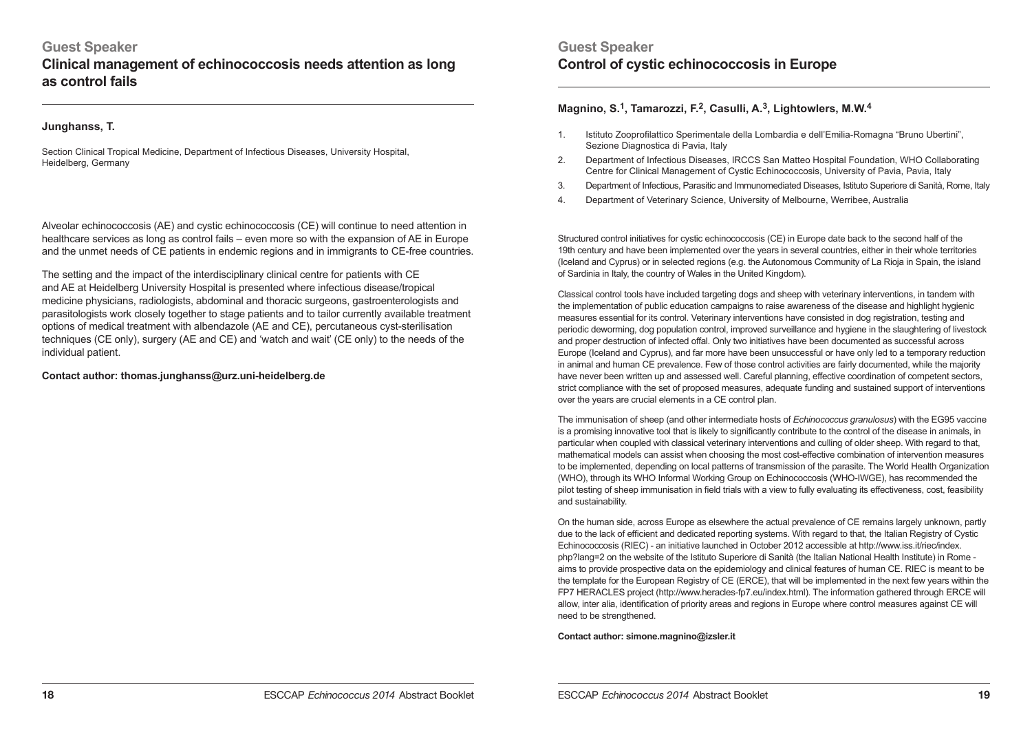## Guest Speaker

# Clinical management of echinococcosis needs attention as long as control fails

**Junghanss, T.**

Section Clinical Tropical Medicine, Department of Infectious Diseases, University Hospital, Heidelberg, Germany

Alveolar echinococcosis (AE) and cystic echinococcosis (CE) will continue to need attention in healthcare services as long as control fails – even more so with the expansion of AE in Europe and the unmet needs of CE patients in endemic regions and in immigrants to CE-free countries.

The setting and the impact of the interdisciplinary clinical centre for patients with CE and AE at Heidelberg University Hospital is presented where infectious disease/tropical medicine physicians, radiologists, abdominal and thoracic surgeons, gastroenterologists and parasitologists work closely together to stage patients and to tailor currently available treatment options of medical treatment with albendazole (AE and CE), percutaneous cyst-sterilisation techniques (CE only), surgery (AE and CE) and 'watch and wait' (CE only) to the needs of the individual patient.

**Contact author: thomas.junghanss@urz.uni-heidelberg.de**

## Guest Speaker

# Control of cystic echinococcosis in Europe

**Magnino, S.[1], Tamarozzi, F.[2], Casulli, A.[3], Lightowlers, M.W.[4]**

1. Istituto Zooprofilattico Sperimentale della Lombardia e dell'Emilia-Romagna "Bruno Ubertini", Sezione Diagnostica di Pavia, Italy
2. Department of Infectious Diseases, IRCCS San Matteo Hospital Foundation, WHO Collaborating Centre for Clinical Management of Cystic Echinococcosis, University of Pavia, Pavia, Italy
3. Department of Infectious, Parasitic and Immunomediated Diseases, Istituto Superiore di Sanità, Rome, Italy
4. Department of Veterinary Science, University of Melbourne, Werribee, Australia

Structured control initiatives for cystic echinococcosis (CE) in Europe date back to the second half of the 19th century and have been implemented over the years in several countries, either in their whole territories (Iceland and Cyprus) or in selected regions (e.g. the Autonomous Community of La Rioja in Spain, the island of Sardinia in Italy, the country of Wales in the United Kingdom).

Classical control tools have included targeting dogs and sheep with veterinary interventions, in tandem with the implementation of public education campaigns to raise awareness of the disease and highlight hygienic measures essential for its control. Veterinary interventions have consisted in dog registration, testing and periodic deworming, dog population control, improved surveillance and hygiene in the slaughtering of livestock and proper destruction of infected offal. Only two initiatives have been documented as successful across Europe (Iceland and Cyprus), and far more have been unsuccessful or have only led to a temporary reduction in animal and human CE prevalence. Few of those control activities are fairly documented, while the majority have never been written up and assessed well. Careful planning, effective coordination of competent sectors, strict compliance with the set of proposed measures, adequate funding and sustained support of interventions over the years are crucial elements in a CE control plan.

The immunisation of sheep (and other intermediate hosts of *Echinococcus granulosus*) with the EG95 vaccine is a promising innovative tool that is likely to significantly contribute to the control of the disease in animals, in particular when coupled with classical veterinary interventions and culling of older sheep. With regard to that, mathematical models can assist when choosing the most cost-effective combination of intervention measures to be implemented, depending on local patterns of transmission of the parasite. The World Health Organization (WHO), through its WHO Informal Working Group on Echinococcosis (WHO-IWGE), has recommended the pilot testing of sheep immunisation in field trials with a view to fully evaluating its effectiveness, cost, feasibility and sustainability.

On the human side, across Europe as elsewhere the actual prevalence of CE remains largely unknown, partly due to the lack of efficient and dedicated reporting systems. With regard to that, the Italian Registry of Cystic Echinococcosis (RIEC) - an initiative launched in October 2012 accessible at http://www.iss.it/riec/index.php?lang=2 on the website of the Istituto Superiore di Sanità (the Italian National Health Institute) in Rome - aims to provide prospective data on the epidemiology and clinical features of human CE. RIEC is meant to be the template for the European Registry of CE (ERCE), that will be implemented in the next few years within the FP7 HERACLES project (http://www.heracles-fp7.eu/index.html). The information gathered through ERCE will allow, inter alia, identification of priority areas and regions in Europe where control measures against CE will need to be strengthened.

**Contact author: simone.magnino@izsler.it**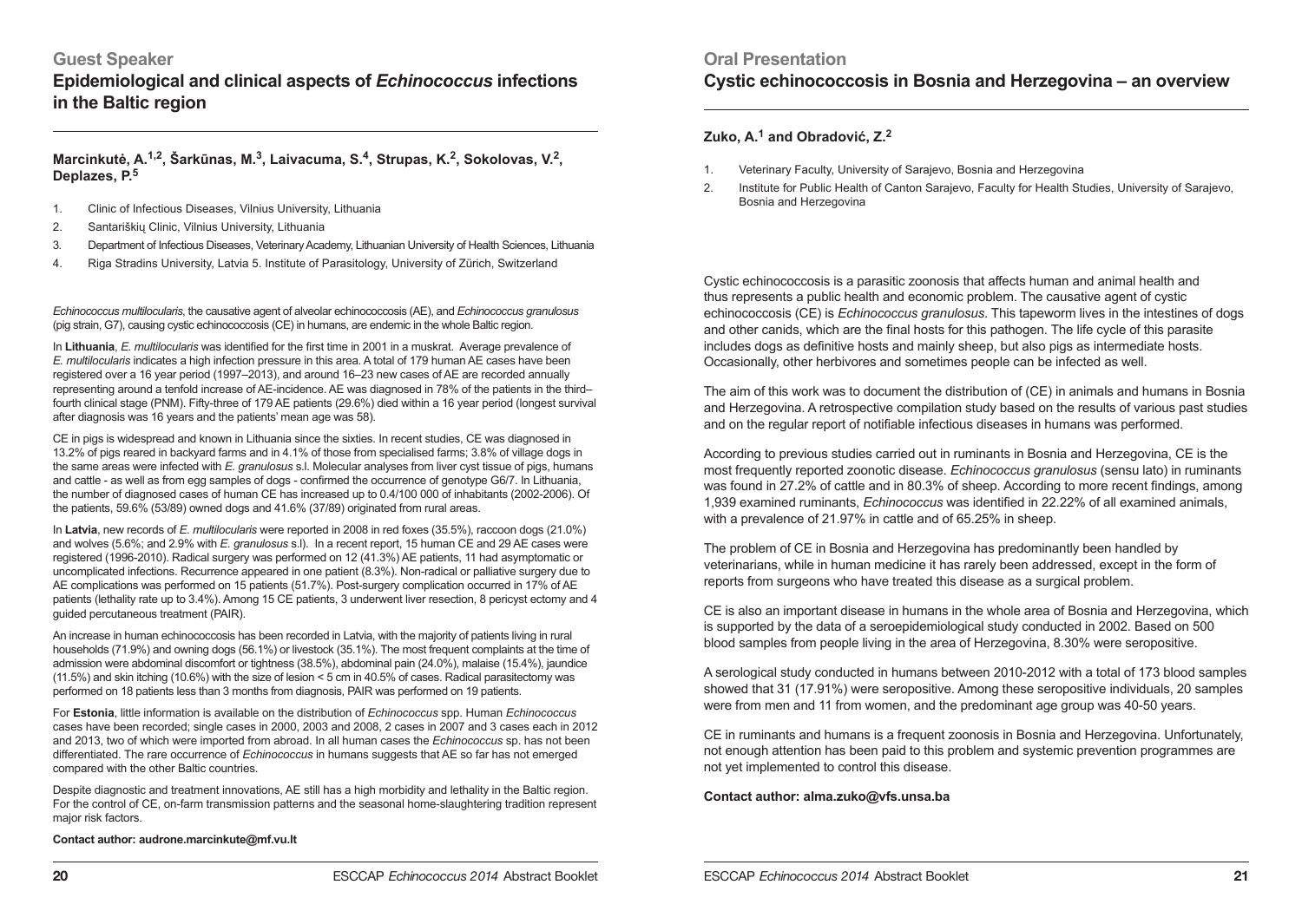## Guest Speaker

# Epidemiological and clinical aspects of *Echinococcus* infections in the Baltic region

**Marcinkutė, A.[1,2], Šarkūnas, M.[3], Laivacuma, S.[4], Strupas, K.[2], Sokolovas, V.[2], Deplazes, P.[5]**

1. Clinic of Infectious Diseases, Vilnius University, Lithuania
2. Santariškių Clinic, Vilnius University, Lithuania
3. Department of Infectious Diseases, Veterinary Academy, Lithuanian University of Health Sciences, Lithuania
4. Riga Stradins University, Latvia 5. Institute of Parasitology, University of Zürich, Switzerland

*Echinococcus multilocularis*, the causative agent of alveolar echinococcosis (AE), and *Echinococcus granulosus* (pig strain, G7), causing cystic echinococcosis (CE) in humans, are endemic in the whole Baltic region.

In **Lithuania**, *E. multilocularis* was identified for the first time in 2001 in a muskrat. Average prevalence of *E. multilocularis* indicates a high infection pressure in this area. A total of 179 human AE cases have been registered over a 16 year period (1997–2013), and around 16–23 new cases of AE are recorded annually representing around a tenfold increase of AE-incidence. AE was diagnosed in 78% of the patients in the third–fourth clinical stage (PNM). Fifty-three of 179 AE patients (29.6%) died within a 16 year period (longest survival after diagnosis was 16 years and the patients' mean age was 58).

CE in pigs is widespread and known in Lithuania since the sixties. In recent studies, CE was diagnosed in 13.2% of pigs reared in backyard farms and in 4.1% of those from specialised farms; 3.8% of village dogs in the same areas were infected with *E. granulosus* s.l. Molecular analyses from liver cyst tissue of pigs, humans and cattle - as well as from egg samples of dogs - confirmed the occurrence of genotype G6/7. In Lithuania, the number of diagnosed cases of human CE has increased up to 0.4/100 000 of inhabitants (2002-2006). Of the patients, 59.6% (53/89) owned dogs and 41.6% (37/89) originated from rural areas.

In **Latvia**, new records of *E. multilocularis* were reported in 2008 in red foxes (35.5%), raccoon dogs (21.0%) and wolves (5.6%; and 2.9% with *E. granulosus* s.l). In a recent report, 15 human CE and 29 AE cases were registered (1996-2010). Radical surgery was performed on 12 (41.3%) AE patients, 11 had asymptomatic or uncomplicated infections. Recurrence appeared in one patient (8.3%). Non-radical or palliative surgery due to AE complications was performed on 15 patients (51.7%). Post-surgery complication occurred in 17% of AE patients (lethality rate up to 3.4%). Among 15 CE patients, 3 underwent liver resection, 8 pericyst ectomy and 4 guided percutaneous treatment (PAIR).

An increase in human echinococcosis has been recorded in Latvia, with the majority of patients living in rural households (71.9%) and owning dogs (56.1%) or livestock (35.1%). The most frequent complaints at the time of admission were abdominal discomfort or tightness (38.5%), abdominal pain (24.0%), malaise (15.4%), jaundice (11.5%) and skin itching (10.6%) with the size of lesion < 5 cm in 40.5% of cases. Radical parasitectomy was performed on 18 patients less than 3 months from diagnosis, PAIR was performed on 19 patients.

For **Estonia**, little information is available on the distribution of *Echinococcus* spp. Human *Echinococcus* cases have been recorded; single cases in 2000, 2003 and 2008, 2 cases in 2007 and 3 cases each in 2012 and 2013, two of which were imported from abroad. In all human cases the *Echinococcus* sp. has not been differentiated. The rare occurrence of *Echinococcus* in humans suggests that AE so far has not emerged compared with the other Baltic countries.

Despite diagnostic and treatment innovations, AE still has a high morbidity and lethality in the Baltic region. For the control of CE, on-farm transmission patterns and the seasonal home-slaughtering tradition represent major risk factors.

**Contact author: audrone.marcinkute@mf.vu.lt**

## Oral Presentation

# Cystic echinococcosis in Bosnia and Herzegovina – an overview

**Zuko, A.[1] and Obradović, Z.[2]**

1. Veterinary Faculty, University of Sarajevo, Bosnia and Herzegovina
2. Institute for Public Health of Canton Sarajevo, Faculty for Health Studies, University of Sarajevo, Bosnia and Herzegovina

Cystic echinococcosis is a parasitic zoonosis that affects human and animal health and thus represents a public health and economic problem. The causative agent of cystic echinococcosis (CE) is *Echinococcus granulosus*. This tapeworm lives in the intestines of dogs and other canids, which are the final hosts for this pathogen. The life cycle of this parasite includes dogs as definitive hosts and mainly sheep, but also pigs as intermediate hosts. Occasionally, other herbivores and sometimes people can be infected as well.

The aim of this work was to document the distribution of (CE) in animals and humans in Bosnia and Herzegovina. A retrospective compilation study based on the results of various past studies and on the regular report of notifiable infectious diseases in humans was performed.

According to previous studies carried out in ruminants in Bosnia and Herzegovina, CE is the most frequently reported zoonotic disease. *Echinococcus granulosus* (sensu lato) in ruminants was found in 27.2% of cattle and in 80.3% of sheep. According to more recent findings, among 1,939 examined ruminants, *Echinococcus* was identified in 22.22% of all examined animals, with a prevalence of 21.97% in cattle and of 65.25% in sheep.

The problem of CE in Bosnia and Herzegovina has predominantly been handled by veterinarians, while in human medicine it has rarely been addressed, except in the form of reports from surgeons who have treated this disease as a surgical problem.

CE is also an important disease in humans in the whole area of Bosnia and Herzegovina, which is supported by the data of a seroepidemiological study conducted in 2002. Based on 500 blood samples from people living in the area of Herzegovina, 8.30% were seropositive.

A serological study conducted in humans between 2010-2012 with a total of 173 blood samples showed that 31 (17.91%) were seropositive. Among these seropositive individuals, 20 samples were from men and 11 from women, and the predominant age group was 40-50 years.

CE in ruminants and humans is a frequent zoonosis in Bosnia and Herzegovina. Unfortunately, not enough attention has been paid to this problem and systemic prevention programmes are not yet implemented to control this disease.

**Contact author: alma.zuko@vfs.unsa.ba**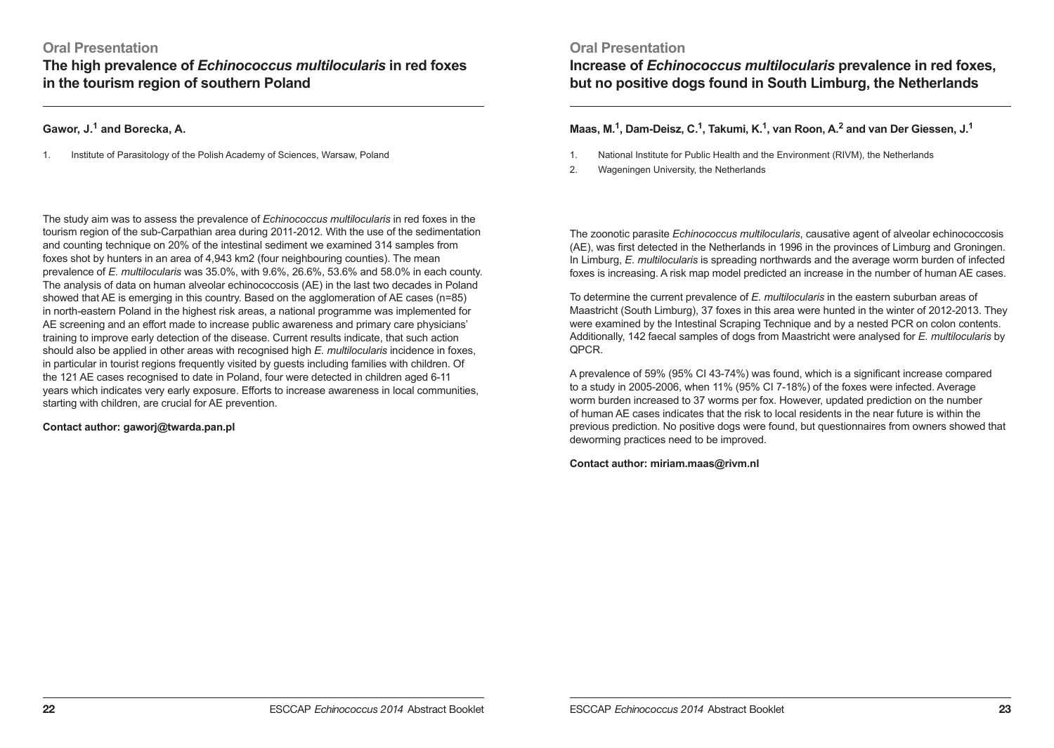**Oral Presentation**

## The high prevalence of *Echinococcus multilocularis* in red foxes in the tourism region of southern Poland

**Gawor, J.[1] and Borecka, A.**

1. Institute of Parasitology of the Polish Academy of Sciences, Warsaw, Poland

The study aim was to assess the prevalence of *Echinococcus multilocularis* in red foxes in the tourism region of the sub-Carpathian area during 2011-2012. With the use of the sedimentation and counting technique on 20% of the intestinal sediment we examined 314 samples from foxes shot by hunters in an area of 4,943 km2 (four neighbouring counties). The mean prevalence of *E. multilocularis* was 35.0%, with 9.6%, 26.6%, 53.6% and 58.0% in each county. The analysis of data on human alveolar echinococcosis (AE) in the last two decades in Poland showed that AE is emerging in this country. Based on the agglomeration of AE cases (n=85) in north-eastern Poland in the highest risk areas, a national programme was implemented for AE screening and an effort made to increase public awareness and primary care physicians' training to improve early detection of the disease. Current results indicate, that such action should also be applied in other areas with recognised high *E. multilocularis* incidence in foxes, in particular in tourist regions frequently visited by guests including families with children. Of the 121 AE cases recognised to date in Poland, four were detected in children aged 6-11 years which indicates very early exposure. Efforts to increase awareness in local communities, starting with children, are crucial for AE prevention.

**Contact author: gaworj@twarda.pan.pl**

**Oral Presentation**

## Increase of *Echinococcus multilocularis* prevalence in red foxes, but no positive dogs found in South Limburg, the Netherlands

**Maas, M.[1], Dam-Deisz, C.[1], Takumi, K.[1], van Roon, A.[2] and van Der Giessen, J.[1]**

1. National Institute for Public Health and the Environment (RIVM), the Netherlands
2. Wageningen University, the Netherlands

The zoonotic parasite *Echinococcus multilocularis*, causative agent of alveolar echinococcosis (AE), was first detected in the Netherlands in 1996 in the provinces of Limburg and Groningen. In Limburg, *E. multilocularis* is spreading northwards and the average worm burden of infected foxes is increasing. A risk map model predicted an increase in the number of human AE cases.

To determine the current prevalence of *E. multilocularis* in the eastern suburban areas of Maastricht (South Limburg), 37 foxes in this area were hunted in the winter of 2012-2013. They were examined by the Intestinal Scraping Technique and by a nested PCR on colon contents. Additionally, 142 faecal samples of dogs from Maastricht were analysed for *E. multilocularis* by QPCR.

A prevalence of 59% (95% CI 43-74%) was found, which is a significant increase compared to a study in 2005-2006, when 11% (95% CI 7-18%) of the foxes were infected. Average worm burden increased to 37 worms per fox. However, updated prediction on the number of human AE cases indicates that the risk to local residents in the near future is within the previous prediction. No positive dogs were found, but questionnaires from owners showed that deworming practices need to be improved.

**Contact author: miriam.maas@rivm.nl**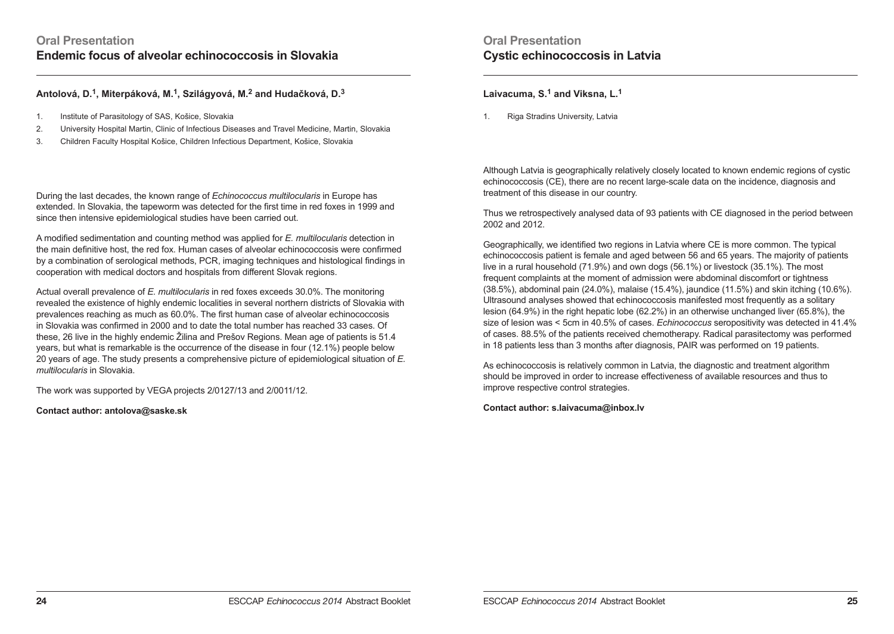## Oral Presentation

# Endemic focus of alveolar echinococcosis in Slovakia

**Antolová, D.[1], Miterpáková, M.[1], Szilágyová, M.[2] and Hudačková, D.[3]**

1. Institute of Parasitology of SAS, Košice, Slovakia
2. University Hospital Martin, Clinic of Infectious Diseases and Travel Medicine, Martin, Slovakia
3. Children Faculty Hospital Košice, Children Infectious Department, Košice, Slovakia

During the last decades, the known range of *Echinococcus multilocularis* in Europe has extended. In Slovakia, the tapeworm was detected for the first time in red foxes in 1999 and since then intensive epidemiological studies have been carried out.

A modified sedimentation and counting method was applied for *E. multilocularis* detection in the main definitive host, the red fox. Human cases of alveolar echinococcosis were confirmed by a combination of serological methods, PCR, imaging techniques and histological findings in cooperation with medical doctors and hospitals from different Slovak regions.

Actual overall prevalence of *E. multilocularis* in red foxes exceeds 30.0%. The monitoring revealed the existence of highly endemic localities in several northern districts of Slovakia with prevalences reaching as much as 60.0%. The first human case of alveolar echinococcosis in Slovakia was confirmed in 2000 and to date the total number has reached 33 cases. Of these, 26 live in the highly endemic Žilina and Prešov Regions. Mean age of patients is 51.4 years, but what is remarkable is the occurrence of the disease in four (12.1%) people below 20 years of age. The study presents a comprehensive picture of epidemiological situation of *E. multilocularis* in Slovakia.

The work was supported by VEGA projects 2/0127/13 and 2/0011/12.

**Contact author: antolova@saske.sk**

## Oral Presentation

# Cystic echinococcosis in Latvia

**Laivacuma, S.[1] and Viksna, L.[1]**

1. Riga Stradins University, Latvia

Although Latvia is geographically relatively closely located to known endemic regions of cystic echinococcosis (CE), there are no recent large-scale data on the incidence, diagnosis and treatment of this disease in our country.

Thus we retrospectively analysed data of 93 patients with CE diagnosed in the period between 2002 and 2012.

Geographically, we identified two regions in Latvia where CE is more common. The typical echinococcosis patient is female and aged between 56 and 65 years. The majority of patients live in a rural household (71.9%) and own dogs (56.1%) or livestock (35.1%). The most frequent complaints at the moment of admission were abdominal discomfort or tightness (38.5%), abdominal pain (24.0%), malaise (15.4%), jaundice (11.5%) and skin itching (10.6%). Ultrasound analyses showed that echinococcosis manifested most frequently as a solitary lesion (64.9%) in the right hepatic lobe (62.2%) in an otherwise unchanged liver (65.8%), the size of lesion was < 5cm in 40.5% of cases. *Echinococcus* seropositivity was detected in 41.4% of cases. 88.5% of the patients received chemotherapy. Radical parasitectomy was performed in 18 patients less than 3 months after diagnosis, PAIR was performed on 19 patients.

As echinococcosis is relatively common in Latvia, the diagnostic and treatment algorithm should be improved in order to increase effectiveness of available resources and thus to improve respective control strategies.

**Contact author: s.laivacuma@inbox.lv**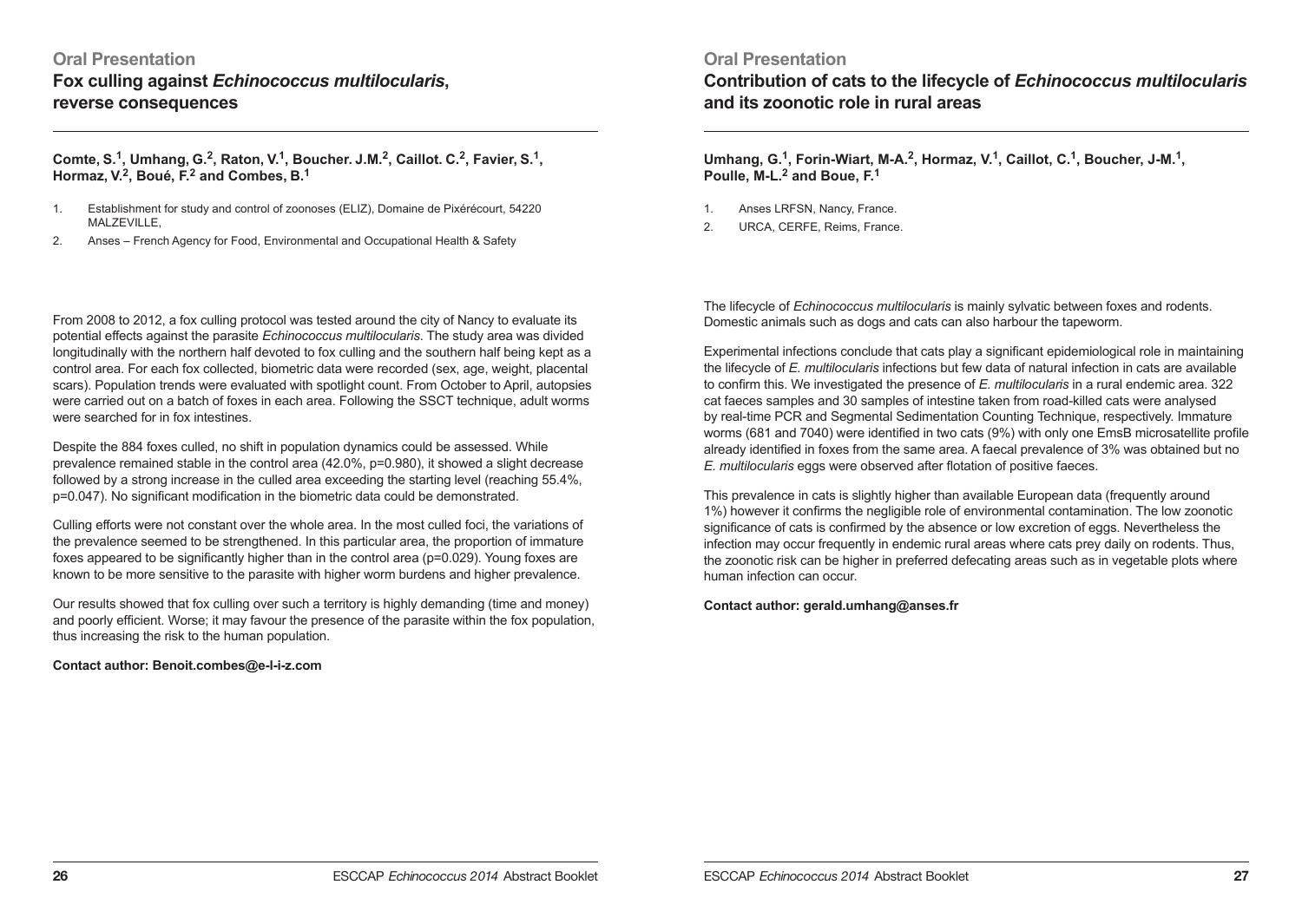### Oral Presentation

## Fox culling against *Echinococcus multilocularis*, reverse consequences

**Comte, S.[1], Umhang, G.[2], Raton, V.[1], Boucher. J.M.[2], Caillot. C.[2], Favier, S.[1], Hormaz, V.[2], Boué, F.[2] and Combes, B.[1]**

1. Establishment for study and control of zoonoses (ELIZ), Domaine de Pixérécourt, 54220 MALZEVILLE,
2. Anses – French Agency for Food, Environmental and Occupational Health & Safety

From 2008 to 2012, a fox culling protocol was tested around the city of Nancy to evaluate its potential effects against the parasite *Echinococcus multilocularis*. The study area was divided longitudinally with the northern half devoted to fox culling and the southern half being kept as a control area. For each fox collected, biometric data were recorded (sex, age, weight, placental scars). Population trends were evaluated with spotlight count. From October to April, autopsies were carried out on a batch of foxes in each area. Following the SSCT technique, adult worms were searched for in fox intestines.

Despite the 884 foxes culled, no shift in population dynamics could be assessed. While prevalence remained stable in the control area (42.0%, p=0.980), it showed a slight decrease followed by a strong increase in the culled area exceeding the starting level (reaching 55.4%, p=0.047). No significant modification in the biometric data could be demonstrated.

Culling efforts were not constant over the whole area. In the most culled foci, the variations of the prevalence seemed to be strengthened. In this particular area, the proportion of immature foxes appeared to be significantly higher than in the control area (p=0.029). Young foxes are known to be more sensitive to the parasite with higher worm burdens and higher prevalence.

Our results showed that fox culling over such a territory is highly demanding (time and money) and poorly efficient. Worse; it may favour the presence of the parasite within the fox population, thus increasing the risk to the human population.

**Contact author: Benoit.combes@e-l-i-z.com**

### Oral Presentation

## Contribution of cats to the lifecycle of *Echinococcus multilocularis* and its zoonotic role in rural areas

**Umhang, G.[1], Forin-Wiart, M-A.[2], Hormaz, V.[1], Caillot, C.[1], Boucher, J-M.[1], Poulle, M-L.[2] and Boue, F.[1]**

1. Anses LRFSN, Nancy, France.
2. URCA, CERFE, Reims, France.

The lifecycle of *Echinococcus multilocularis* is mainly sylvatic between foxes and rodents. Domestic animals such as dogs and cats can also harbour the tapeworm.

Experimental infections conclude that cats play a significant epidemiological role in maintaining the lifecycle of *E. multilocularis* infections but few data of natural infection in cats are available to confirm this. We investigated the presence of *E. multilocularis* in a rural endemic area. 322 cat faeces samples and 30 samples of intestine taken from road-killed cats were analysed by real-time PCR and Segmental Sedimentation Counting Technique, respectively. Immature worms (681 and 7040) were identified in two cats (9%) with only one EmsB microsatellite profile already identified in foxes from the same area. A faecal prevalence of 3% was obtained but no *E. multilocularis* eggs were observed after flotation of positive faeces.

This prevalence in cats is slightly higher than available European data (frequently around 1%) however it confirms the negligible role of environmental contamination. The low zoonotic significance of cats is confirmed by the absence or low excretion of eggs. Nevertheless the infection may occur frequently in endemic rural areas where cats prey daily on rodents. Thus, the zoonotic risk can be higher in preferred defecating areas such as in vegetable plots where human infection can occur.

**Contact author: gerald.umhang@anses.fr**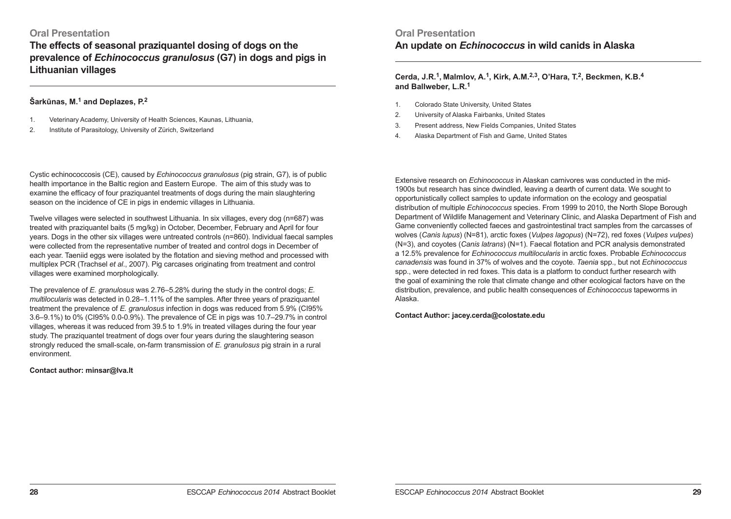## Oral Presentation

# The effects of seasonal praziquantel dosing of dogs on the prevalence of *Echinococcus granulosus* (G7) in dogs and pigs in Lithuanian villages

**Šarkūnas, M.[1] and Deplazes, P.[2]**

1. Veterinary Academy, University of Health Sciences, Kaunas, Lithuania,
2. Institute of Parasitology, University of Zürich, Switzerland

Cystic echinococcosis (CE), caused by *Echinococcus granulosus* (pig strain, G7), is of public health importance in the Baltic region and Eastern Europe. The aim of this study was to examine the efficacy of four praziquantel treatments of dogs during the main slaughtering season on the incidence of CE in pigs in endemic villages in Lithuania.

Twelve villages were selected in southwest Lithuania. In six villages, every dog (n=687) was treated with praziquantel baits (5 mg/kg) in October, December, February and April for four years. Dogs in the other six villages were untreated controls (n=860). Individual faecal samples were collected from the representative number of treated and control dogs in December of each year. Taeniid eggs were isolated by the flotation and sieving method and processed with multiplex PCR (Trachsel *et al*., 2007). Pig carcases originating from treatment and control villages were examined morphologically.

The prevalence of *E. granulosus* was 2.76–5.28% during the study in the control dogs; *E. multilocularis* was detected in 0.28–1.11% of the samples. After three years of praziquantel treatment the prevalence of *E. granulosus* infection in dogs was reduced from 5.9% (CI95% 3.6–9.1%) to 0% (CI95% 0.0-0.9%). The prevalence of CE in pigs was 10.7–29.7% in control villages, whereas it was reduced from 39.5 to 1.9% in treated villages during the four year study. The praziquantel treatment of dogs over four years during the slaughtering season strongly reduced the small-scale, on-farm transmission of *E. granulosus* pig strain in a rural environment.

**Contact author: minsar@lva.lt**

## Oral Presentation

# An update on *Echinococcus* in wild canids in Alaska

**Cerda, J.R.[1], Malmlov, A.[1], Kirk, A.M.[2,3], O'Hara, T.[2], Beckmen, K.B.[4] and Ballweber, L.R.[1]**

1. Colorado State University, United States
2. University of Alaska Fairbanks, United States
3. Present address, New Fields Companies, United States
4. Alaska Department of Fish and Game, United States

Extensive research on *Echinococcus* in Alaskan carnivores was conducted in the mid-1900s but research has since dwindled, leaving a dearth of current data. We sought to opportunistically collect samples to update information on the ecology and geospatial distribution of multiple *Echinococcus* species. From 1999 to 2010, the North Slope Borough Department of Wildlife Management and Veterinary Clinic, and Alaska Department of Fish and Game conveniently collected faeces and gastrointestinal tract samples from the carcasses of wolves (*Canis lupus*) (N=81), arctic foxes (*Vulpes lagopus*) (N=72), red foxes (*Vulpes vulpes*) (N=3), and coyotes (*Canis latrans*) (N=1). Faecal flotation and PCR analysis demonstrated a 12.5% prevalence for *Echinococcus multilocularis* in arctic foxes. Probable *Echinococcus canadensis* was found in 37% of wolves and the coyote. *Taenia* spp., but not *Echinococcus* spp., were detected in red foxes. This data is a platform to conduct further research with the goal of examining the role that climate change and other ecological factors have on the distribution, prevalence, and public health consequences of *Echinococcus* tapeworms in Alaska.

**Contact Author: jacey.cerda@colostate.edu**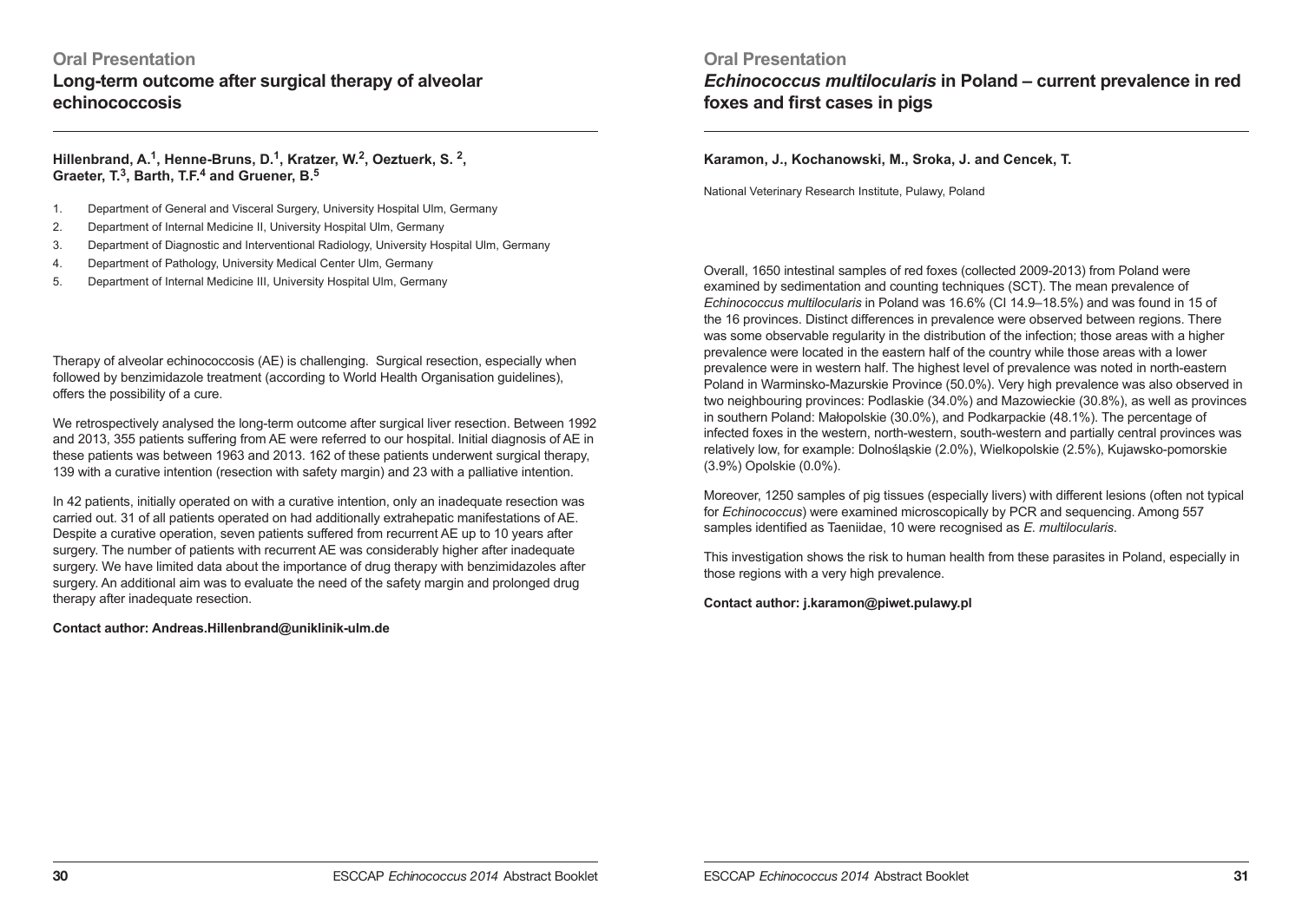## Oral Presentation

# Long-term outcome after surgical therapy of alveolar echinococcosis

**Hillenbrand, A.[1], Henne-Bruns, D.[1], Kratzer, W.[2], Oeztuerk, S.[2], Graeter, T.[3], Barth, T.F.[4] and Gruener, B.[5]**

1. Department of General and Visceral Surgery, University Hospital Ulm, Germany
2. Department of Internal Medicine II, University Hospital Ulm, Germany
3. Department of Diagnostic and Interventional Radiology, University Hospital Ulm, Germany
4. Department of Pathology, University Medical Center Ulm, Germany
5. Department of Internal Medicine III, University Hospital Ulm, Germany

Therapy of alveolar echinococcosis (AE) is challenging. Surgical resection, especially when followed by benzimidazole treatment (according to World Health Organisation guidelines), offers the possibility of a cure.

We retrospectively analysed the long-term outcome after surgical liver resection. Between 1992 and 2013, 355 patients suffering from AE were referred to our hospital. Initial diagnosis of AE in these patients was between 1963 and 2013. 162 of these patients underwent surgical therapy, 139 with a curative intention (resection with safety margin) and 23 with a palliative intention.

In 42 patients, initially operated on with a curative intention, only an inadequate resection was carried out. 31 of all patients operated on had additionally extrahepatic manifestations of AE. Despite a curative operation, seven patients suffered from recurrent AE up to 10 years after surgery. The number of patients with recurrent AE was considerably higher after inadequate surgery. We have limited data about the importance of drug therapy with benzimidazoles after surgery. An additional aim was to evaluate the need of the safety margin and prolonged drug therapy after inadequate resection.

**Contact author: Andreas.Hillenbrand@uniklinik-ulm.de**

## Oral Presentation

# *Echinococcus multilocularis* in Poland – current prevalence in red foxes and first cases in pigs

**Karamon, J., Kochanowski, M., Sroka, J. and Cencek, T.**

National Veterinary Research Institute, Pulawy, Poland

Overall, 1650 intestinal samples of red foxes (collected 2009-2013) from Poland were examined by sedimentation and counting techniques (SCT). The mean prevalence of *Echinococcus multilocularis* in Poland was 16.6% (CI 14.9–18.5%) and was found in 15 of the 16 provinces. Distinct differences in prevalence were observed between regions. There was some observable regularity in the distribution of the infection; those areas with a higher prevalence were located in the eastern half of the country while those areas with a lower prevalence were in western half. The highest level of prevalence was noted in north-eastern Poland in Warminsko-Mazurskie Province (50.0%). Very high prevalence was also observed in two neighbouring provinces: Podlaskie (34.0%) and Mazowieckie (30.8%), as well as provinces in southern Poland: Małopolskie (30.0%), and Podkarpackie (48.1%). The percentage of infected foxes in the western, north-western, south-western and partially central provinces was relatively low, for example: Dolnośląskie (2.0%), Wielkopolskie (2.5%), Kujawsko-pomorskie (3.9%) Opolskie (0.0%).

Moreover, 1250 samples of pig tissues (especially livers) with different lesions (often not typical for *Echinococcus*) were examined microscopically by PCR and sequencing. Among 557 samples identified as Taeniidae, 10 were recognised as *E. multilocularis*.

This investigation shows the risk to human health from these parasites in Poland, especially in those regions with a very high prevalence.

**Contact author: j.karamon@piwet.pulawy.pl**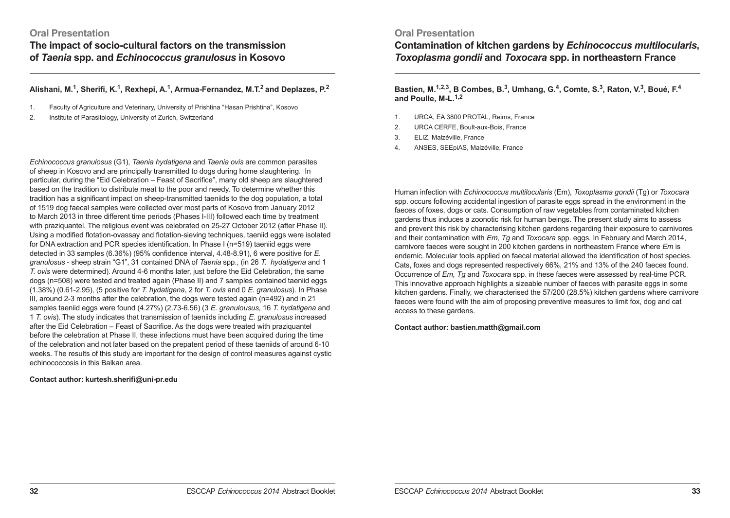## Oral Presentation

# The impact of socio-cultural factors on the transmission of *Taenia* spp. and *Echinococcus granulosus* in Kosovo

**Alishani, M.[1], Sherifi, K.[1], Rexhepi, A.[1], Armua-Fernandez, M.T.[2] and Deplazes, P.[2]**

1. Faculty of Agriculture and Veterinary, University of Prishtina "Hasan Prishtina", Kosovo
2. Institute of Parasitology, University of Zurich, Switzerland

*Echinococcus granulosus* (G1), *Taenia hydatigena* and *Taenia ovis* are common parasites of sheep in Kosovo and are principally transmitted to dogs during home slaughtering. In particular, during the "Eid Celebration – Feast of Sacrifice", many old sheep are slaughtered based on the tradition to distribute meat to the poor and needy. To determine whether this tradition has a significant impact on sheep-transmitted taeniids to the dog population, a total of 1519 dog faecal samples were collected over most parts of Kosovo from January 2012 to March 2013 in three different time periods (Phases I-III) followed each time by treatment with praziquantel. The religious event was celebrated on 25-27 October 2012 (after Phase II). Using a modified flotation-ovassay and flotation-sieving techniques, taeniid eggs were isolated for DNA extraction and PCR species identification. In Phase I (n=519) taeniid eggs were detected in 33 samples (6.36%) (95% confidence interval, 4.48-8.91), 6 were positive for *E. granulosus* - sheep strain "G1", 31 contained DNA of *Taenia* spp., (in 26 *T. hydatigena* and 1 *T. ovis* were determined). Around 4-6 months later, just before the Eid Celebration, the same dogs (n=508) were tested and treated again (Phase II) and 7 samples contained taeniid eggs (1.38%) (0.61-2.95), (5 positive for *T. hydatigena*, 2 for *T. ovis* and 0 *E. granulosus*). In Phase III, around 2-3 months after the celebration, the dogs were tested again (n=492) and in 21 samples taeniid eggs were found (4.27%) (2.73-6.56) (3 *E. granulousus*, 16 *T. hydatigena* and 1 *T. ovis*). The study indicates that transmission of taeniids including *E. granulosus* increased after the Eid Celebration – Feast of Sacrifice. As the dogs were treated with praziquantel before the celebration at Phase II, these infections must have been acquired during the time of the celebration and not later based on the prepatent period of these taeniids of around 6-10 weeks. The results of this study are important for the design of control measures against cystic echinococcosis in this Balkan area.

**Contact author: kurtesh.sherifi@uni-pr.edu**

## Oral Presentation

# Contamination of kitchen gardens by *Echinococcus multilocularis*, *Toxoplasma gondii* and *Toxocara* spp. in northeastern France

**Bastien, M.[1,2,3], B Combes, B.[3], Umhang, G.[4], Comte, S.[3], Raton, V.[3], Boué, F.[4] and Poulle, M-L.[1,2]**

1. URCA, EA 3800 PROTAL, Reims, France
2. URCA CERFE, Boult-aux-Bois, France
3. ELIZ, Malzéville, France
4. ANSES, SEEpiAS, Malzéville, France

Human infection with *Echinococcus multilocularis* (Em), *Toxoplasma gondii* (Tg) or *Toxocara* spp. occurs following accidental ingestion of parasite eggs spread in the environment in the faeces of foxes, dogs or cats. Consumption of raw vegetables from contaminated kitchen gardens thus induces a zoonotic risk for human beings. The present study aims to assess and prevent this risk by characterising kitchen gardens regarding their exposure to carnivores and their contamination with *Em, Tg* and *Toxocara* spp. eggs. In February and March 2014, carnivore faeces were sought in 200 kitchen gardens in northeastern France where *Em* is endemic. Molecular tools applied on faecal material allowed the identification of host species. Cats, foxes and dogs represented respectively 66%, 21% and 13% of the 240 faeces found. Occurrence of *Em, Tg* and *Toxocara* spp. in these faeces were assessed by real-time PCR. This innovative approach highlights a sizeable number of faeces with parasite eggs in some kitchen gardens. Finally, we characterised the 57/200 (28.5%) kitchen gardens where carnivore faeces were found with the aim of proposing preventive measures to limit fox, dog and cat access to these gardens.

**Contact author: bastien.matth@gmail.com**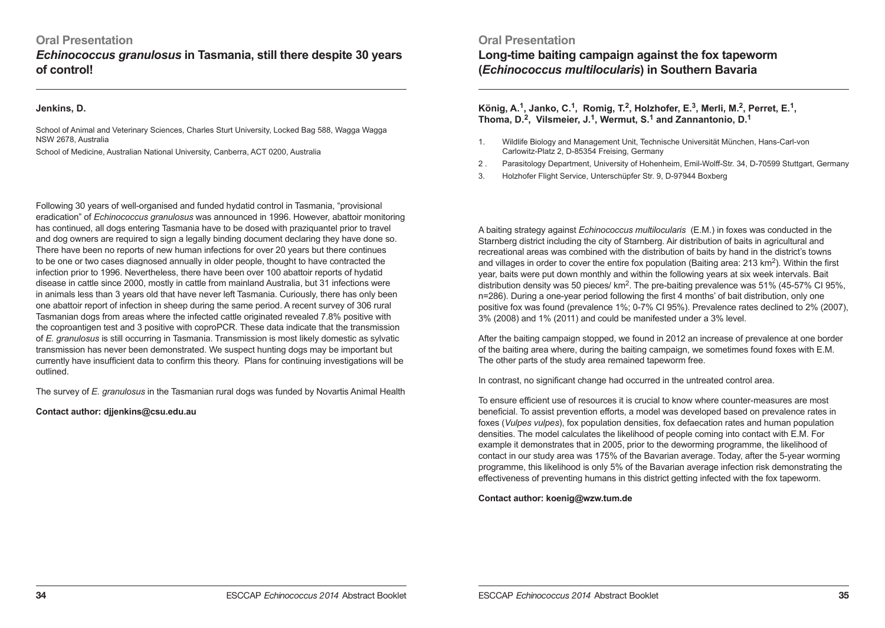## Oral Presentation

### *Echinococcus granulosus* in Tasmania, still there despite 30 years of control!

**Jenkins, D.**

School of Animal and Veterinary Sciences, Charles Sturt University, Locked Bag 588, Wagga Wagga NSW 2678, Australia

School of Medicine, Australian National University, Canberra, ACT 0200, Australia

Following 30 years of well-organised and funded hydatid control in Tasmania, "provisional eradication" of *Echinococcus granulosus* was announced in 1996. However, abattoir monitoring has continued, all dogs entering Tasmania have to be dosed with praziquantel prior to travel and dog owners are required to sign a legally binding document declaring they have done so. There have been no reports of new human infections for over 20 years but there continues to be one or two cases diagnosed annually in older people, thought to have contracted the infection prior to 1996. Nevertheless, there have been over 100 abattoir reports of hydatid disease in cattle since 2000, mostly in cattle from mainland Australia, but 31 infections were in animals less than 3 years old that have never left Tasmania. Curiously, there has only been one abattoir report of infection in sheep during the same period. A recent survey of 306 rural Tasmanian dogs from areas where the infected cattle originated revealed 7.8% positive with the coproantigen test and 3 positive with coproPCR. These data indicate that the transmission of *E. granulosus* is still occurring in Tasmania. Transmission is most likely domestic as sylvatic transmission has never been demonstrated. We suspect hunting dogs may be important but currently have insufficient data to confirm this theory. Plans for continuing investigations will be outlined.

The survey of *E. granulosus* in the Tasmanian rural dogs was funded by Novartis Animal Health

**Contact author: djjenkins@csu.edu.au**

## Oral Presentation

### Long-time baiting campaign against the fox tapeworm (*Echinococcus multilocularis*) in Southern Bavaria

**König, A.[1], Janko, C.[1], Romig, T.[2], Holzhofer, E.[3], Merli, M.[2], Perret, E.[1], Thoma, D.[2], Vilsmeier, J.[1], Wermut, S.[1] and Zannantonio, D.[1]**

1. Wildlife Biology and Management Unit, Technische Universität München, Hans-Carl-von Carlowitz-Platz 2, D-85354 Freising, Germany
2. Parasitology Department, University of Hohenheim, Emil-Wolff-Str. 34, D-70599 Stuttgart, Germany
3. Holzhofer Flight Service, Unterschüpfer Str. 9, D-97944 Boxberg

A baiting strategy against *Echinococcus multilocularis* (E.M.) in foxes was conducted in the Starnberg district including the city of Starnberg. Air distribution of baits in agricultural and recreational areas was combined with the distribution of baits by hand in the district's towns and villages in order to cover the entire fox population (Baiting area: 213 $km^2$). Within the first year, baits were put down monthly and within the following years at six week intervals. Bait distribution density was 50 pieces/ $km^2$. The pre-baiting prevalence was 51% (45-57% CI 95%, n=286). During a one-year period following the first 4 months' of bait distribution, only one positive fox was found (prevalence 1%; 0-7% CI 95%). Prevalence rates declined to 2% (2007), 3% (2008) and 1% (2011) and could be manifested under a 3% level.

After the baiting campaign stopped, we found in 2012 an increase of prevalence at one border of the baiting area where, during the baiting campaign, we sometimes found foxes with E.M. The other parts of the study area remained tapeworm free.

In contrast, no significant change had occurred in the untreated control area.

To ensure efficient use of resources it is crucial to know where counter-measures are most beneficial. To assist prevention efforts, a model was developed based on prevalence rates in foxes (*Vulpes vulpes*), fox population densities, fox defaecation rates and human population densities. The model calculates the likelihood of people coming into contact with E.M. For example it demonstrates that in 2005, prior to the deworming programme, the likelihood of contact in our study area was 175% of the Bavarian average. Today, after the 5-year worming programme, this likelihood is only 5% of the Bavarian average infection risk demonstrating the effectiveness of preventing humans in this district getting infected with the fox tapeworm.

**Contact author: koenig@wzw.tum.de**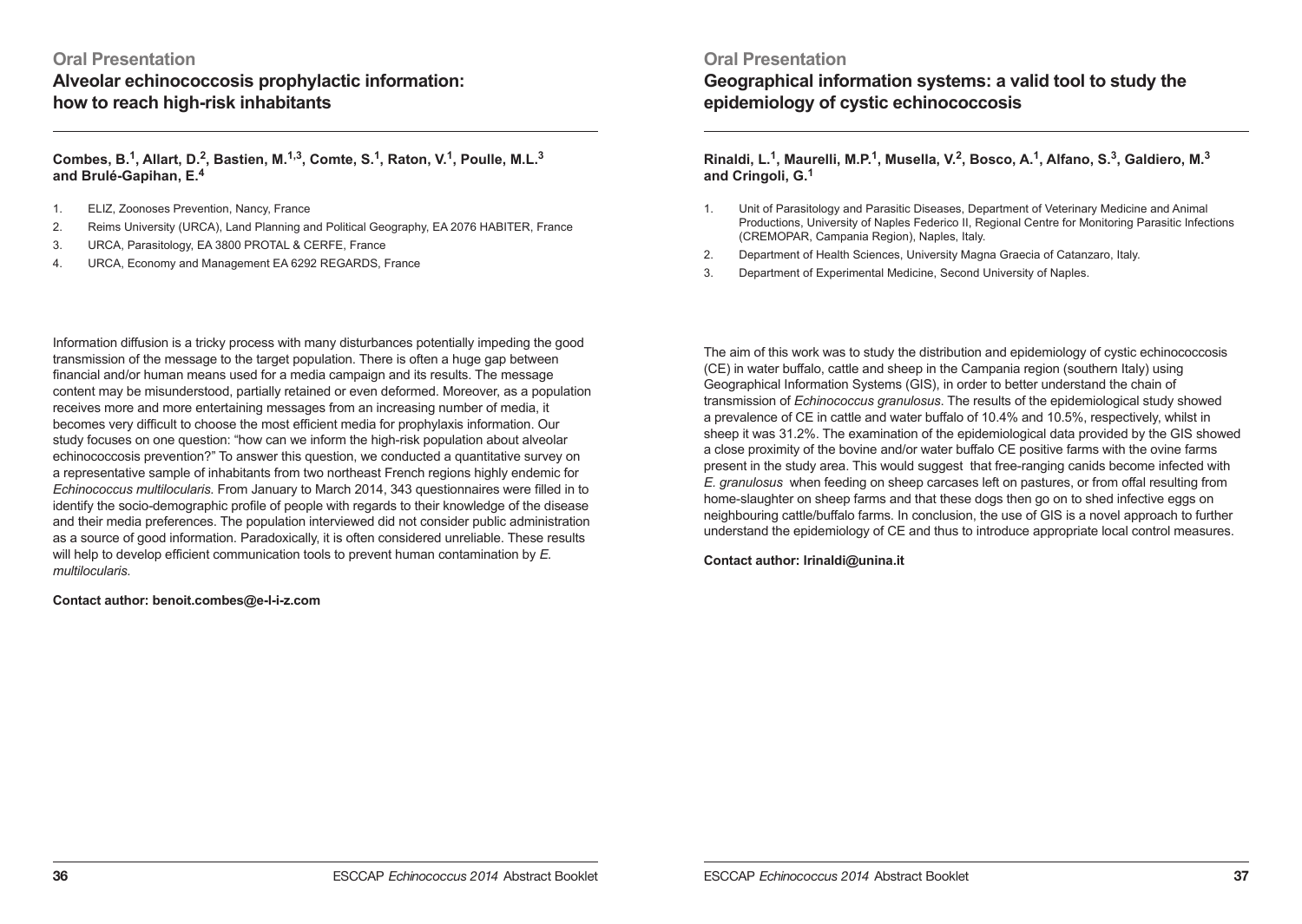## Oral Presentation

# Alveolar echinococcosis prophylactic information: how to reach high-risk inhabitants

**Combes, B.[1], Allart, D.[2], Bastien, M.[1,3], Comte, S.[1], Raton, V.[1], Poulle, M.L.[3] and Brulé-Gapihan, E.[4]**

1. ELIZ, Zoonoses Prevention, Nancy, France
2. Reims University (URCA), Land Planning and Political Geography, EA 2076 HABITER, France
3. URCA, Parasitology, EA 3800 PROTAL & CERFE, France
4. URCA, Economy and Management EA 6292 REGARDS, France

Information diffusion is a tricky process with many disturbances potentially impeding the good transmission of the message to the target population. There is often a huge gap between financial and/or human means used for a media campaign and its results. The message content may be misunderstood, partially retained or even deformed. Moreover, as a population receives more and more entertaining messages from an increasing number of media, it becomes very difficult to choose the most efficient media for prophylaxis information. Our study focuses on one question: "how can we inform the high-risk population about alveolar echinococcosis prevention?" To answer this question, we conducted a quantitative survey on a representative sample of inhabitants from two northeast French regions highly endemic for *Echinococcus multilocularis*. From January to March 2014, 343 questionnaires were filled in to identify the socio-demographic profile of people with regards to their knowledge of the disease and their media preferences. The population interviewed did not consider public administration as a source of good information. Paradoxically, it is often considered unreliable. These results will help to develop efficient communication tools to prevent human contamination by *E. multilocularis*.

**Contact author: benoit.combes@e-l-i-z.com**

## Oral Presentation

# Geographical information systems: a valid tool to study the epidemiology of cystic echinococcosis

**Rinaldi, L.[1], Maurelli, M.P.[1], Musella, V.[2], Bosco, A.[1], Alfano, S.[3], Galdiero, M.[3] and Cringoli, G.[1]**

1. Unit of Parasitology and Parasitic Diseases, Department of Veterinary Medicine and Animal Productions, University of Naples Federico II, Regional Centre for Monitoring Parasitic Infections (CREMOPAR, Campania Region), Naples, Italy.
2. Department of Health Sciences, University Magna Graecia of Catanzaro, Italy.
3. Department of Experimental Medicine, Second University of Naples.

The aim of this work was to study the distribution and epidemiology of cystic echinococcosis (CE) in water buffalo, cattle and sheep in the Campania region (southern Italy) using Geographical Information Systems (GIS), in order to better understand the chain of transmission of *Echinococcus granulosus*. The results of the epidemiological study showed a prevalence of CE in cattle and water buffalo of 10.4% and 10.5%, respectively, whilst in sheep it was 31.2%. The examination of the epidemiological data provided by the GIS showed a close proximity of the bovine and/or water buffalo CE positive farms with the ovine farms present in the study area. This would suggest that free-ranging canids become infected with *E. granulosus* when feeding on sheep carcases left on pastures, or from offal resulting from home-slaughter on sheep farms and that these dogs then go on to shed infective eggs on neighbouring cattle/buffalo farms. In conclusion, the use of GIS is a novel approach to further understand the epidemiology of CE and thus to introduce appropriate local control measures.

**Contact author: lrinaldi@unina.it**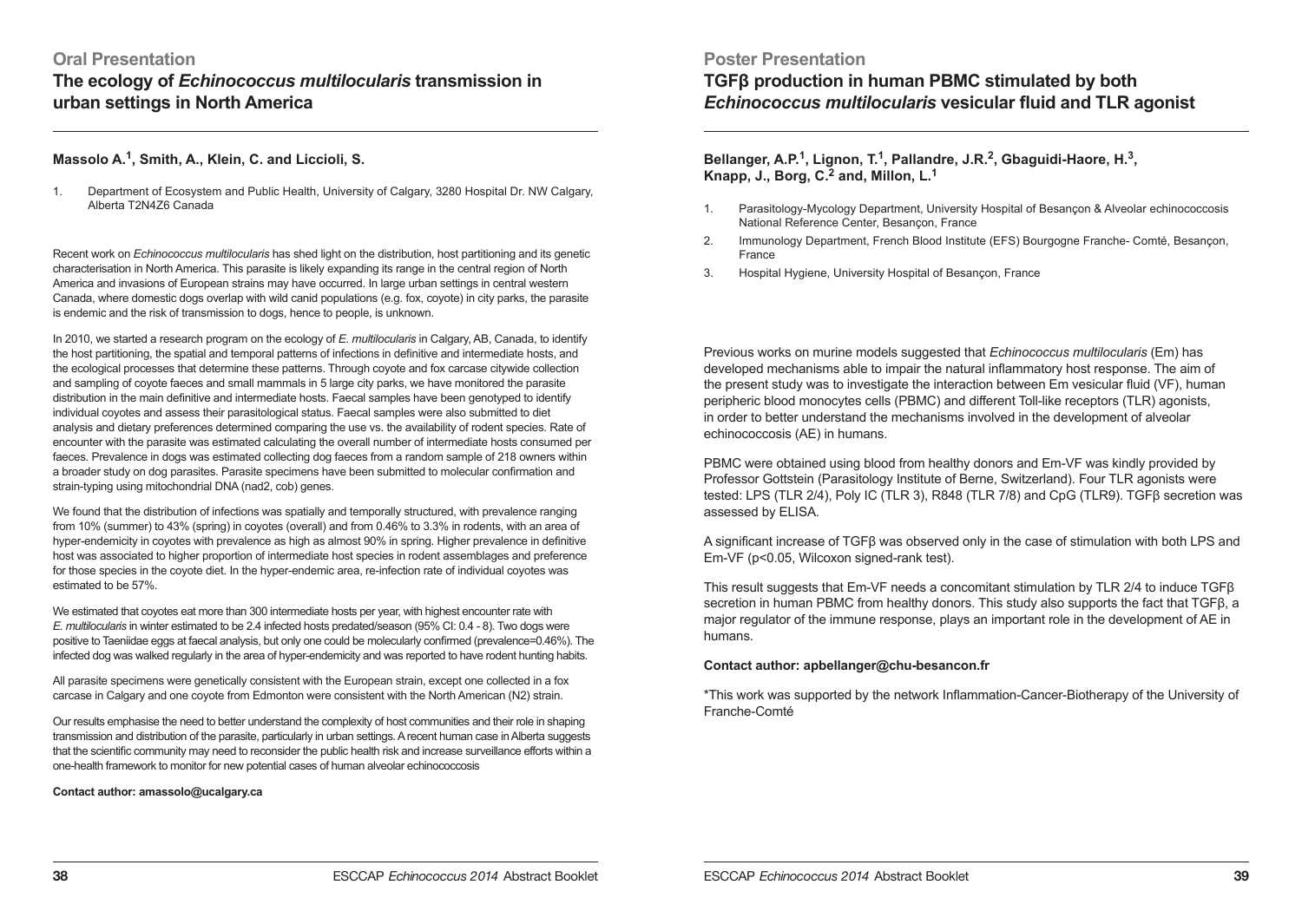## Oral Presentation

# The ecology of *Echinococcus multilocularis* transmission in urban settings in North America

**Massolo A.[1], Smith, A., Klein, C. and Liccioli, S.**

1. Department of Ecosystem and Public Health, University of Calgary, 3280 Hospital Dr. NW Calgary, Alberta T2N4Z6 Canada

Recent work on *Echinococcus multilocularis* has shed light on the distribution, host partitioning and its genetic characterisation in North America. This parasite is likely expanding its range in the central region of North America and invasions of European strains may have occurred. In large urban settings in central western Canada, where domestic dogs overlap with wild canid populations (e.g. fox, coyote) in city parks, the parasite is endemic and the risk of transmission to dogs, hence to people, is unknown.

In 2010, we started a research program on the ecology of *E. multilocularis* in Calgary, AB, Canada, to identify the host partitioning, the spatial and temporal patterns of infections in definitive and intermediate hosts, and the ecological processes that determine these patterns. Through coyote and fox carcase citywide collection and sampling of coyote faeces and small mammals in 5 large city parks, we have monitored the parasite distribution in the main definitive and intermediate hosts. Faecal samples have been genotyped to identify individual coyotes and assess their parasitological status. Faecal samples were also submitted to diet analysis and dietary preferences determined comparing the use vs. the availability of rodent species. Rate of encounter with the parasite was estimated calculating the overall number of intermediate hosts consumed per faeces. Prevalence in dogs was estimated collecting dog faeces from a random sample of 218 owners within a broader study on dog parasites. Parasite specimens have been submitted to molecular confirmation and strain-typing using mitochondrial DNA (nad2, cob) genes.

We found that the distribution of infections was spatially and temporally structured, with prevalence ranging from 10% (summer) to 43% (spring) in coyotes (overall) and from 0.46% to 3.3% in rodents, with an area of hyper-endemicity in coyotes with prevalence as high as almost 90% in spring. Higher prevalence in definitive host was associated to higher proportion of intermediate host species in rodent assemblages and preference for those species in the coyote diet. In the hyper-endemic area, re-infection rate of individual coyotes was estimated to be 57%.

We estimated that coyotes eat more than 300 intermediate hosts per year, with highest encounter rate with *E. multilocularis* in winter estimated to be 2.4 infected hosts predated/season (95% CI: 0.4 - 8). Two dogs were positive to Taeniidae eggs at faecal analysis, but only one could be molecularly confirmed (prevalence=0.46%). The infected dog was walked regularly in the area of hyper-endemicity and was reported to have rodent hunting habits.

All parasite specimens were genetically consistent with the European strain, except one collected in a fox carcase in Calgary and one coyote from Edmonton were consistent with the North American (N2) strain.

Our results emphasise the need to better understand the complexity of host communities and their role in shaping transmission and distribution of the parasite, particularly in urban settings. A recent human case in Alberta suggests that the scientific community may need to reconsider the public health risk and increase surveillance efforts within a one-health framework to monitor for new potential cases of human alveolar echinococcosis

**Contact author: amassolo@ucalgary.ca**

## Poster Presentation

# TGFβ production in human PBMC stimulated by both *Echinococcus multilocularis* vesicular fluid and TLR agonist

**Bellanger, A.P.[1], Lignon, T.[1], Pallandre, J.R.[2], Gbaguidi-Haore, H.[3], Knapp, J., Borg, C.[2] and, Millon, L.[1]**

1. Parasitology-Mycology Department, University Hospital of Besançon & Alveolar echinococcosis National Reference Center, Besançon, France
2. Immunology Department, French Blood Institute (EFS) Bourgogne Franche- Comté, Besançon, France
3. Hospital Hygiene, University Hospital of Besançon, France

Previous works on murine models suggested that *Echinococcus multilocularis* (Em) has developed mechanisms able to impair the natural inflammatory host response. The aim of the present study was to investigate the interaction between Em vesicular fluid (VF), human peripheric blood monocytes cells (PBMC) and different Toll-like receptors (TLR) agonists, in order to better understand the mechanisms involved in the development of alveolar echinococcosis (AE) in humans.

PBMC were obtained using blood from healthy donors and Em-VF was kindly provided by Professor Gottstein (Parasitology Institute of Berne, Switzerland). Four TLR agonists were tested: LPS (TLR 2/4), Poly IC (TLR 3), R848 (TLR 7/8) and CpG (TLR9). TGFβ secretion was assessed by ELISA.

A significant increase of TGFβ was observed only in the case of stimulation with both LPS and Em-VF ($p<0.05$, Wilcoxon signed-rank test).

This result suggests that Em-VF needs a concomitant stimulation by TLR 2/4 to induce TGFβ secretion in human PBMC from healthy donors. This study also supports the fact that TGFβ, a major regulator of the immune response, plays an important role in the development of AE in humans.

**Contact author: apbellanger@chu-besancon.fr**

*This work was supported by the network Inflammation-Cancer-Biotherapy of the University of Franche-Comté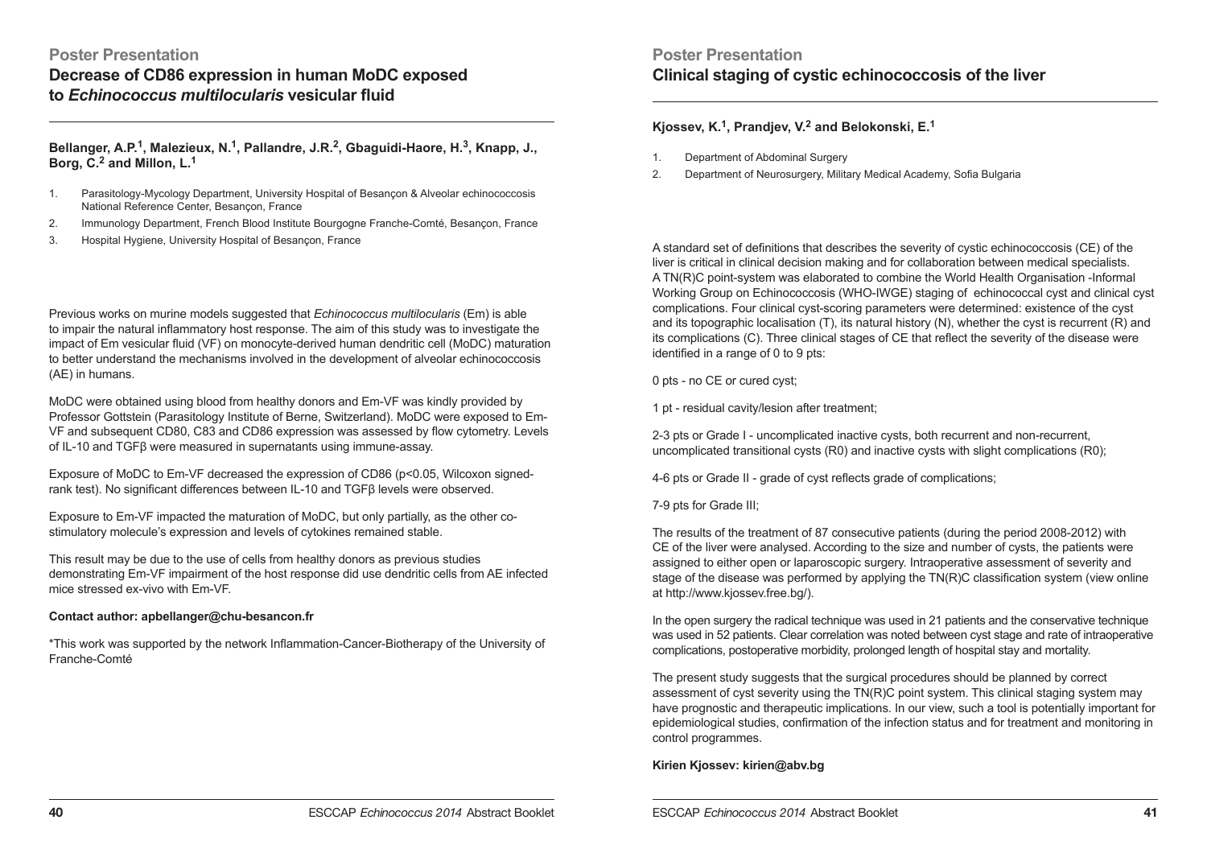## Poster Presentation

# Decrease of CD86 expression in human MoDC exposed to *Echinococcus multilocularis* vesicular fluid

**Bellanger, A.P.[1], Malezieux, N.[1], Pallandre, J.R.[2], Gbaguidi-Haore, H.[3], Knapp, J., Borg, C.[2] and Millon, L.[1]**

1. Parasitology-Mycology Department, University Hospital of Besançon & Alveolar echinococcosis National Reference Center, Besançon, France
2. Immunology Department, French Blood Institute Bourgogne Franche-Comté, Besançon, France
3. Hospital Hygiene, University Hospital of Besançon, France

Previous works on murine models suggested that *Echinococcus multilocularis* (Em) is able to impair the natural inflammatory host response. The aim of this study was to investigate the impact of Em vesicular fluid (VF) on monocyte-derived human dendritic cell (MoDC) maturation to better understand the mechanisms involved in the development of alveolar echinococcosis (AE) in humans.

MoDC were obtained using blood from healthy donors and Em-VF was kindly provided by Professor Gottstein (Parasitology Institute of Berne, Switzerland). MoDC were exposed to Em-VF and subsequent CD80, C83 and CD86 expression was assessed by flow cytometry. Levels of IL-10 and TGFβ were measured in supernatants using immune-assay.

Exposure of MoDC to Em-VF decreased the expression of CD86 ($p<0.05$, Wilcoxon signed-rank test). No significant differences between IL-10 and TGFβ levels were observed.

Exposure to Em-VF impacted the maturation of MoDC, but only partially, as the other co-stimulatory molecule's expression and levels of cytokines remained stable.

This result may be due to the use of cells from healthy donors as previous studies demonstrating Em-VF impairment of the host response did use dendritic cells from AE infected mice stressed ex-vivo with Em-VF.

**Contact author: apbellanger@chu-besancon.fr**

*This work was supported by the network Inflammation-Cancer-Biotherapy of the University of Franche-Comté

## Poster Presentation

# Clinical staging of cystic echinococcosis of the liver

**Kjossev, K.[1], Prandjev, V.[2] and Belokonski, E.[1]**

1. Department of Abdominal Surgery
2. Department of Neurosurgery, Military Medical Academy, Sofia Bulgaria

A standard set of definitions that describes the severity of cystic echinococcosis (CE) of the liver is critical in clinical decision making and for collaboration between medical specialists. A TN(R)C point-system was elaborated to combine the World Health Organisation -Informal Working Group on Echinococcosis (WHO-IWGE) staging of echinococcal cyst and clinical cyst complications. Four clinical cyst-scoring parameters were determined: existence of the cyst and its topographic localisation (T), its natural history (N), whether the cyst is recurrent (R) and its complications (C). Three clinical stages of CE that reflect the severity of the disease were identified in a range of 0 to 9 pts:

0 pts - no CE or cured cyst;

1 pt - residual cavity/lesion after treatment;

2-3 pts or Grade I - uncomplicated inactive cysts, both recurrent and non-recurrent, uncomplicated transitional cysts (R0) and inactive cysts with slight complications (R0);

4-6 pts or Grade II - grade of cyst reflects grade of complications;

7-9 pts for Grade III;

The results of the treatment of 87 consecutive patients (during the period 2008-2012) with CE of the liver were analysed. According to the size and number of cysts, the patients were assigned to either open or laparoscopic surgery. Intraoperative assessment of severity and stage of the disease was performed by applying the TN(R)C classification system (view online at http://www.kjossev.free.bg/).

In the open surgery the radical technique was used in 21 patients and the conservative technique was used in 52 patients. Clear correlation was noted between cyst stage and rate of intraoperative complications, postoperative morbidity, prolonged length of hospital stay and mortality.

The present study suggests that the surgical procedures should be planned by correct assessment of cyst severity using the TN(R)C point system. This clinical staging system may have prognostic and therapeutic implications. In our view, such a tool is potentially important for epidemiological studies, confirmation of the infection status and for treatment and monitoring in control programmes.

**Kirien Kjossev: kirien@abv.bg**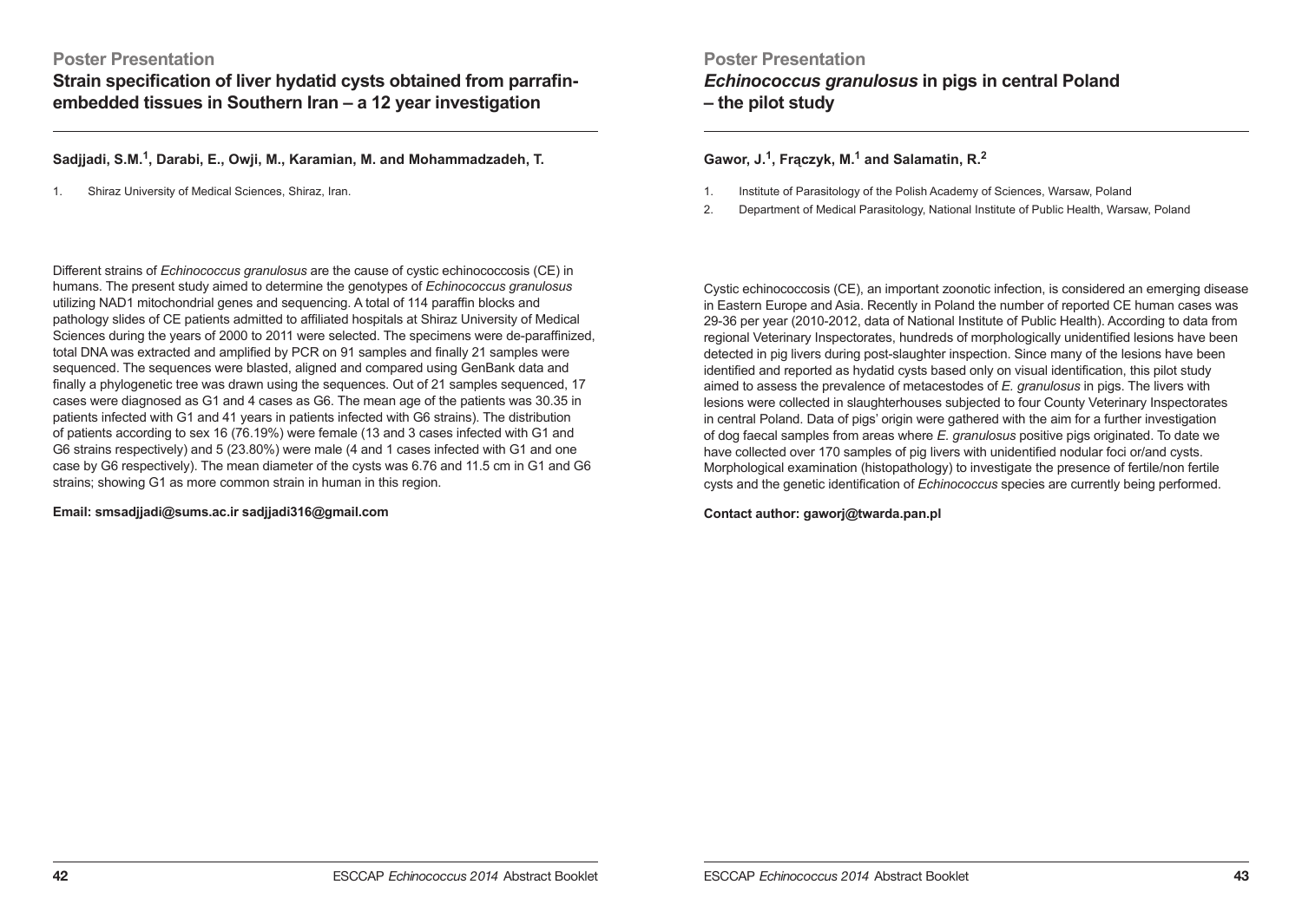Poster Presentation

## Strain specification of liver hydatid cysts obtained from parrafin-embedded tissues in Southern Iran – a 12 year investigation

**Sadjjadi, S.M.[1], Darabi, E., Owji, M., Karamian, M. and Mohammadzadeh, T.**

1. Shiraz University of Medical Sciences, Shiraz, Iran.

Different strains of *Echinococcus granulosus* are the cause of cystic echinococcosis (CE) in humans. The present study aimed to determine the genotypes of *Echinococcus granulosus* utilizing NAD1 mitochondrial genes and sequencing. A total of 114 paraffin blocks and pathology slides of CE patients admitted to affiliated hospitals at Shiraz University of Medical Sciences during the years of 2000 to 2011 were selected. The specimens were de-paraffinized, total DNA was extracted and amplified by PCR on 91 samples and finally 21 samples were sequenced. The sequences were blasted, aligned and compared using GenBank data and finally a phylogenetic tree was drawn using the sequences. Out of 21 samples sequenced, 17 cases were diagnosed as G1 and 4 cases as G6. The mean age of the patients was 30.35 in patients infected with G1 and 41 years in patients infected with G6 strains). The distribution of patients according to sex 16 (76.19%) were female (13 and 3 cases infected with G1 and G6 strains respectively) and 5 (23.80%) were male (4 and 1 cases infected with G1 and one case by G6 respectively). The mean diameter of the cysts was 6.76 and 11.5 cm in G1 and G6 strains; showing G1 as more common strain in human in this region.

**Email: smsadjjadi@sums.ac.ir sadjjadi316@gmail.com**

Poster Presentation

## *Echinococcus granulosus* in pigs in central Poland – the pilot study

**Gawor, J.[1], Frączyk, M.[1] and Salamatin, R.[2]**

1. Institute of Parasitology of the Polish Academy of Sciences, Warsaw, Poland
2. Department of Medical Parasitology, National Institute of Public Health, Warsaw, Poland

Cystic echinococcosis (CE), an important zoonotic infection, is considered an emerging disease in Eastern Europe and Asia. Recently in Poland the number of reported CE human cases was 29-36 per year (2010-2012, data of National Institute of Public Health). According to data from regional Veterinary Inspectorates, hundreds of morphologically unidentified lesions have been detected in pig livers during post-slaughter inspection. Since many of the lesions have been identified and reported as hydatid cysts based only on visual identification, this pilot study aimed to assess the prevalence of metacestodes of *E. granulosus* in pigs. The livers with lesions were collected in slaughterhouses subjected to four County Veterinary Inspectorates in central Poland. Data of pigs' origin were gathered with the aim for a further investigation of dog faecal samples from areas where *E. granulosus* positive pigs originated. To date we have collected over 170 samples of pig livers with unidentified nodular foci or/and cysts. Morphological examination (histopathology) to investigate the presence of fertile/non fertile cysts and the genetic identification of *Echinococcus* species are currently being performed.

**Contact author: gaworj@twarda.pan.pl**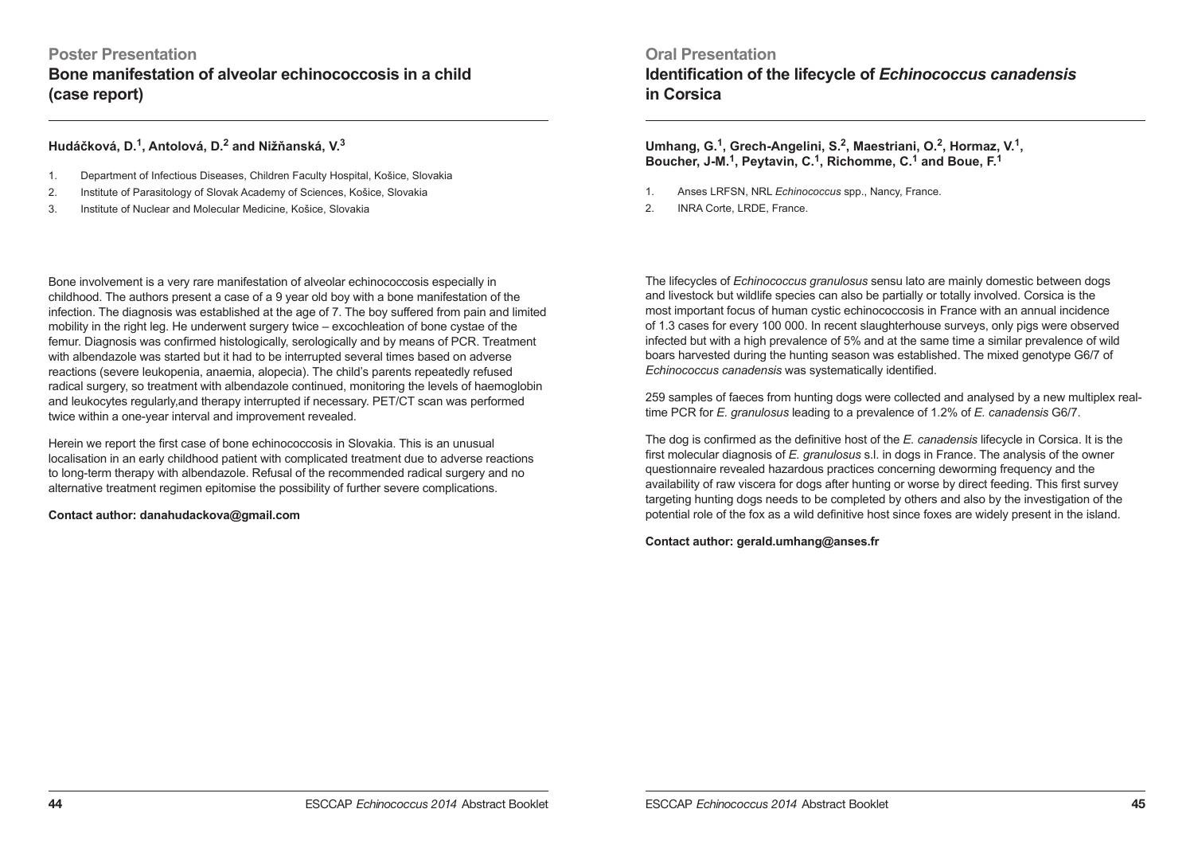## Poster Presentation

# Bone manifestation of alveolar echinococcosis in a child (case report)

**Hudáčková, D.[1], Antolová, D.[2] and Nižňanská, V.[3]**

1. Department of Infectious Diseases, Children Faculty Hospital, Košice, Slovakia
2. Institute of Parasitology of Slovak Academy of Sciences, Košice, Slovakia
3. Institute of Nuclear and Molecular Medicine, Košice, Slovakia

Bone involvement is a very rare manifestation of alveolar echinococcosis especially in childhood. The authors present a case of a 9 year old boy with a bone manifestation of the infection. The diagnosis was established at the age of 7. The boy suffered from pain and limited mobility in the right leg. He underwent surgery twice – excochleation of bone cystae of the femur. Diagnosis was confirmed histologically, serologically and by means of PCR. Treatment with albendazole was started but it had to be interrupted several times based on adverse reactions (severe leukopenia, anaemia, alopecia). The child's parents repeatedly refused radical surgery, so treatment with albendazole continued, monitoring the levels of haemoglobin and leukocytes regularly,and therapy interrupted if necessary. PET/CT scan was performed twice within a one-year interval and improvement revealed.

Herein we report the first case of bone echinococcosis in Slovakia. This is an unusual localisation in an early childhood patient with complicated treatment due to adverse reactions to long-term therapy with albendazole. Refusal of the recommended radical surgery and no alternative treatment regimen epitomise the possibility of further severe complications.

**Contact author: danahudackova@gmail.com**

## Oral Presentation

# Identification of the lifecycle of *Echinococcus canadensis* in Corsica

**Umhang, G.[1], Grech-Angelini, S.[2], Maestriani, O.[2], Hormaz, V.[1], Boucher, J-M.[1], Peytavin, C.[1], Richomme, C.[1] and Boue, F.[1]**

1. Anses LRFSN, NRL *Echinococcus* spp., Nancy, France.
2. INRA Corte, LRDE, France.

The lifecycles of *Echinococcus granulosus* sensu lato are mainly domestic between dogs and livestock but wildlife species can also be partially or totally involved. Corsica is the most important focus of human cystic echinococcosis in France with an annual incidence of 1.3 cases for every 100 000. In recent slaughterhouse surveys, only pigs were observed infected but with a high prevalence of 5% and at the same time a similar prevalence of wild boars harvested during the hunting season was established. The mixed genotype G6/7 of *Echinococcus canadensis* was systematically identified.

259 samples of faeces from hunting dogs were collected and analysed by a new multiplex real-time PCR for *E. granulosus* leading to a prevalence of 1.2% of *E. canadensis* G6/7.

The dog is confirmed as the definitive host of the *E. canadensis* lifecycle in Corsica. It is the first molecular diagnosis of *E. granulosus* s.l. in dogs in France. The analysis of the owner questionnaire revealed hazardous practices concerning deworming frequency and the availability of raw viscera for dogs after hunting or worse by direct feeding. This first survey targeting hunting dogs needs to be completed by others and also by the investigation of the potential role of the fox as a wild definitive host since foxes are widely present in the island.

**Contact author: gerald.umhang@anses.fr**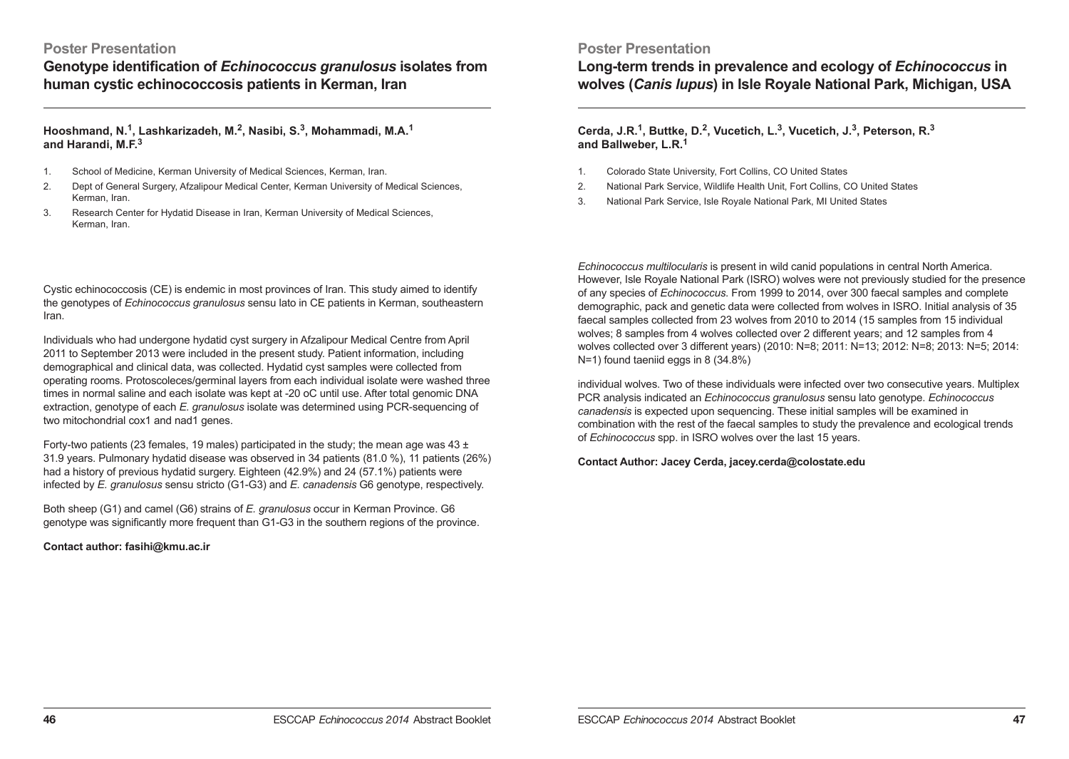## Poster Presentation

# Genotype identification of *Echinococcus granulosus* isolates from human cystic echinococcosis patients in Kerman, Iran

**Hooshmand, N.[1], Lashkarizadeh, M.[2], Nasibi, S.[3], Mohammadi, M.A.[1] and Harandi, M.F.[3]**

1. School of Medicine, Kerman University of Medical Sciences, Kerman, Iran.
2. Dept of General Surgery, Afzalipour Medical Center, Kerman University of Medical Sciences, Kerman, Iran.
3. Research Center for Hydatid Disease in Iran, Kerman University of Medical Sciences, Kerman, Iran.

Cystic echinococcosis (CE) is endemic in most provinces of Iran. This study aimed to identify the genotypes of *Echinococcus granulosus* sensu lato in CE patients in Kerman, southeastern Iran.

Individuals who had undergone hydatid cyst surgery in Afzalipour Medical Centre from April 2011 to September 2013 were included in the present study. Patient information, including demographical and clinical data, was collected. Hydatid cyst samples were collected from operating rooms. Protoscoleces/germinal layers from each individual isolate were washed three times in normal saline and each isolate was kept at -20 oC until use. After total genomic DNA extraction, genotype of each *E. granulosus* isolate was determined using PCR-sequencing of two mitochondrial cox1 and nad1 genes.

Forty-two patients (23 females, 19 males) participated in the study; the mean age was 43 ± 31.9 years. Pulmonary hydatid disease was observed in 34 patients (81.0 %), 11 patients (26%) had a history of previous hydatid surgery. Eighteen (42.9%) and 24 (57.1%) patients were infected by *E. granulosus* sensu stricto (G1-G3) and *E. canadensis* G6 genotype, respectively.

Both sheep (G1) and camel (G6) strains of *E. granulosus* occur in Kerman Province. G6 genotype was significantly more frequent than G1-G3 in the southern regions of the province.

**Contact author: fasihi@kmu.ac.ir**

## Poster Presentation

# Long-term trends in prevalence and ecology of *Echinococcus* in wolves (*Canis lupus*) in Isle Royale National Park, Michigan, USA

**Cerda, J.R.[1], Buttke, D.[2], Vucetich, L.[3], Vucetich, J.[3], Peterson, R.[3] and Ballweber, L.R.[1]**

1. Colorado State University, Fort Collins, CO United States
2. National Park Service, Wildlife Health Unit, Fort Collins, CO United States
3. National Park Service, Isle Royale National Park, MI United States

*Echinococcus multilocularis* is present in wild canid populations in central North America. However, Isle Royale National Park (ISRO) wolves were not previously studied for the presence of any species of *Echinococcus*. From 1999 to 2014, over 300 faecal samples and complete demographic, pack and genetic data were collected from wolves in ISRO. Initial analysis of 35 faecal samples collected from 23 wolves from 2010 to 2014 (15 samples from 15 individual wolves; 8 samples from 4 wolves collected over 2 different years; and 12 samples from 4 wolves collected over 3 different years) (2010: N=8; 2011: N=13; 2012: N=8; 2013: N=5; 2014: N=1) found taeniid eggs in 8 (34.8%)

individual wolves. Two of these individuals were infected over two consecutive years. Multiplex PCR analysis indicated an *Echinococcus granulosus* sensu lato genotype. *Echinococcus canadensis* is expected upon sequencing. These initial samples will be examined in combination with the rest of the faecal samples to study the prevalence and ecological trends of *Echinococcus* spp. in ISRO wolves over the last 15 years.

**Contact Author: Jacey Cerda, jacey.cerda@colostate.edu**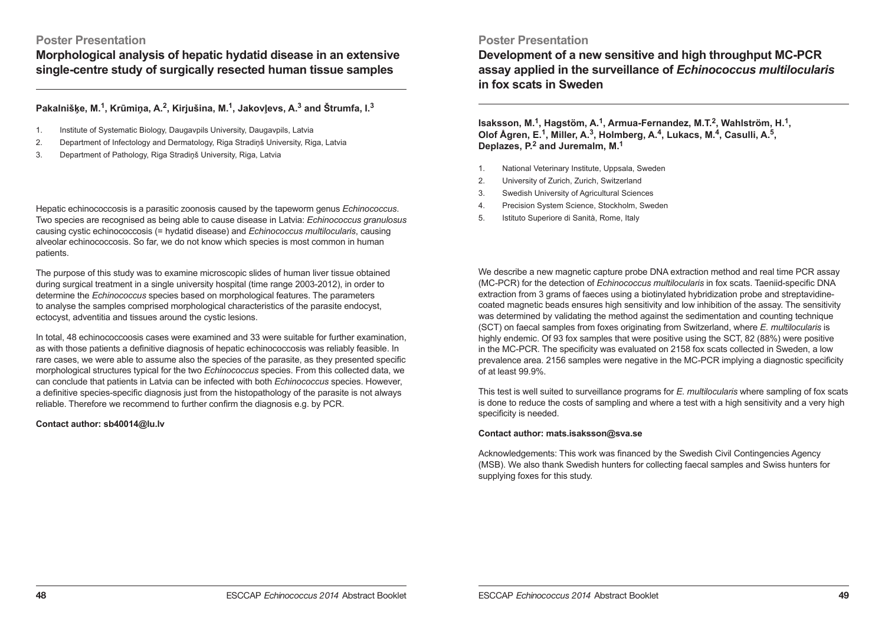## Poster Presentation

# Morphological analysis of hepatic hydatid disease in an extensive single-centre study of surgically resected human tissue samples

**Pakalnišķe, M.[1], Krūmiņa, A.[2], Kirjušina, M.[1], Jakovļevs, A.[3] and Štrumfa, I.[3]**

1. Institute of Systematic Biology, Daugavpils University, Daugavpils, Latvia
2. Department of Infectology and Dermatology, Riga Stradiņš University, Riga, Latvia
3. Department of Pathology, Riga Stradiņš University, Riga, Latvia

Hepatic echinococcosis is a parasitic zoonosis caused by the tapeworm genus *Echinococcus*. Two species are recognised as being able to cause disease in Latvia: *Echinococcus granulosus* causing cystic echinococcosis (= hydatid disease) and *Echinococcus multilocularis*, causing alveolar echinococcosis. So far, we do not know which species is most common in human patients.

The purpose of this study was to examine microscopic slides of human liver tissue obtained during surgical treatment in a single university hospital (time range 2003-2012), in order to determine the *Echinococcus* species based on morphological features. The parameters to analyse the samples comprised morphological characteristics of the parasite endocyst, ectocyst, adventitia and tissues around the cystic lesions.

In total, 48 echinococcoosis cases were examined and 33 were suitable for further examination, as with those patients a definitive diagnosis of hepatic echinococcosis was reliably feasible. In rare cases, we were able to assume also the species of the parasite, as they presented specific morphological structures typical for the two *Echinococcus* species. From this collected data, we can conclude that patients in Latvia can be infected with both *Echinococcus* species. However, a definitive species-specific diagnosis just from the histopathology of the parasite is not always reliable. Therefore we recommend to further confirm the diagnosis e.g. by PCR.

**Contact author: sb40014@lu.lv**

## Poster Presentation

# Development of a new sensitive and high throughput MC-PCR assay applied in the surveillance of *Echinococcus multilocularis* in fox scats in Sweden

**Isaksson, M.[1], Hagstöm, A.[1], Armua-Fernandez, M.T.[2], Wahlström, H.[1], Olof Ågren, E.[1], Miller, A.[3], Holmberg, A.[4], Lukacs, M.[4], Casulli, A.[5], Deplazes, P.[2] and Juremalm, M.[1]**

1. National Veterinary Institute, Uppsala, Sweden
2. University of Zurich, Zurich, Switzerland
3. Swedish University of Agricultural Sciences
4. Precision System Science, Stockholm, Sweden
5. Istituto Superiore di Sanità, Rome, Italy

We describe a new magnetic capture probe DNA extraction method and real time PCR assay (MC-PCR) for the detection of *Echinococcus multilocularis* in fox scats. Taeniid-specific DNA extraction from 3 grams of faeces using a biotinylated hybridization probe and streptavidine-coated magnetic beads ensures high sensitivity and low inhibition of the assay. The sensitivity was determined by validating the method against the sedimentation and counting technique (SCT) on faecal samples from foxes originating from Switzerland, where *E. multilocularis* is highly endemic. Of 93 fox samples that were positive using the SCT, 82 (88%) were positive in the MC-PCR. The specificity was evaluated on 2158 fox scats collected in Sweden, a low prevalence area. 2156 samples were negative in the MC-PCR implying a diagnostic specificity of at least 99.9%.

This test is well suited to surveillance programs for *E. multilocularis* where sampling of fox scats is done to reduce the costs of sampling and where a test with a high sensitivity and a very high specificity is needed.

**Contact author: mats.isaksson@sva.se**

Acknowledgements: This work was financed by the Swedish Civil Contingencies Agency (MSB). We also thank Swedish hunters for collecting faecal samples and Swiss hunters for supplying foxes for this study.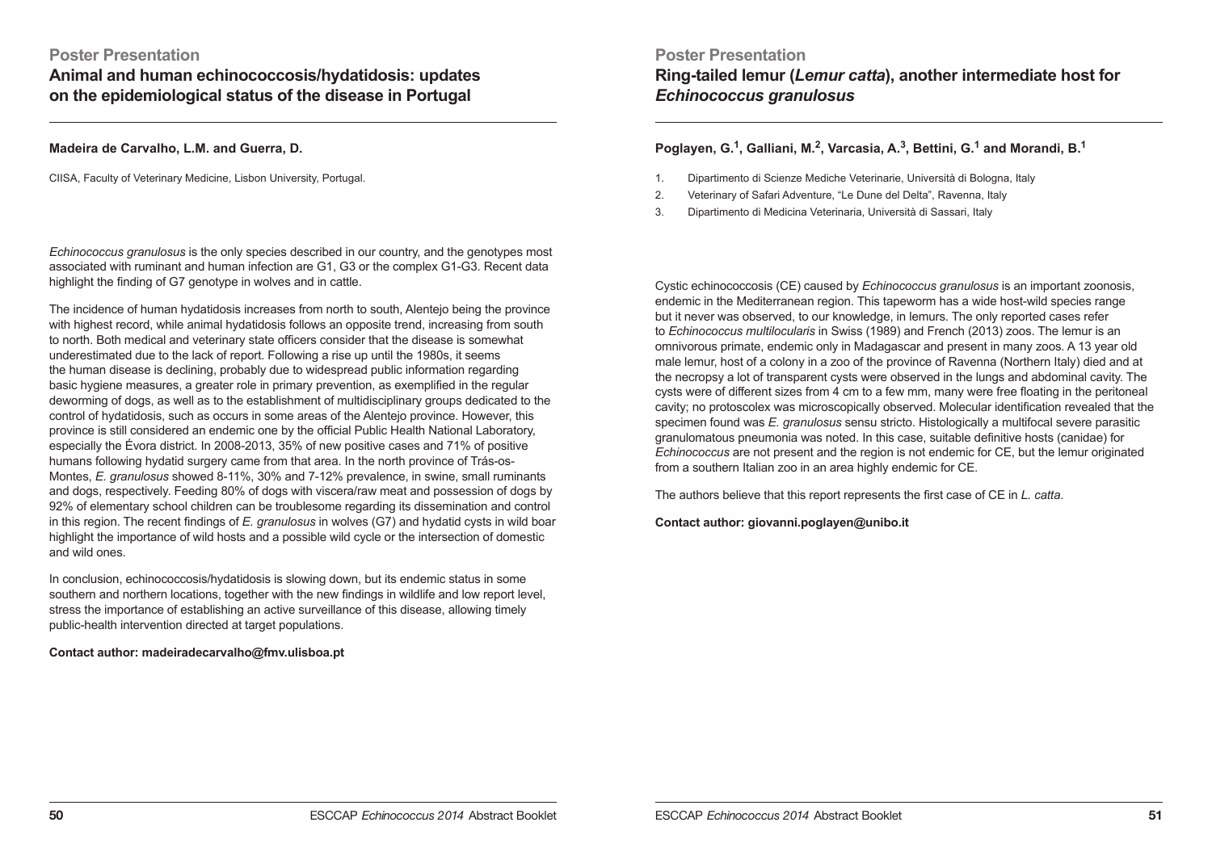**Poster Presentation**

## Animal and human echinococcosis/hydatidosis: updates on the epidemiological status of the disease in Portugal

**Madeira de Carvalho, L.M. and Guerra, D.**

CIISA, Faculty of Veterinary Medicine, Lisbon University, Portugal.

*Echinococcus granulosus* is the only species described in our country, and the genotypes most associated with ruminant and human infection are G1, G3 or the complex G1-G3. Recent data highlight the finding of G7 genotype in wolves and in cattle.

The incidence of human hydatidosis increases from north to south, Alentejo being the province with highest record, while animal hydatidosis follows an opposite trend, increasing from south to north. Both medical and veterinary state officers consider that the disease is somewhat underestimated due to the lack of report. Following a rise up until the 1980s, it seems the human disease is declining, probably due to widespread public information regarding basic hygiene measures, a greater role in primary prevention, as exemplified in the regular deworming of dogs, as well as to the establishment of multidisciplinary groups dedicated to the control of hydatidosis, such as occurs in some areas of the Alentejo province. However, this province is still considered an endemic one by the official Public Health National Laboratory, especially the Évora district. In 2008-2013, 35% of new positive cases and 71% of positive humans following hydatid surgery came from that area. In the north province of Trás-os-Montes, *E. granulosus* showed 8-11%, 30% and 7-12% prevalence, in swine, small ruminants and dogs, respectively. Feeding 80% of dogs with viscera/raw meat and possession of dogs by 92% of elementary school children can be troublesome regarding its dissemination and control in this region. The recent findings of *E. granulosus* in wolves (G7) and hydatid cysts in wild boar highlight the importance of wild hosts and a possible wild cycle or the intersection of domestic and wild ones.

In conclusion, echinococcosis/hydatidosis is slowing down, but its endemic status in some southern and northern locations, together with the new findings in wildlife and low report level, stress the importance of establishing an active surveillance of this disease, allowing timely public-health intervention directed at target populations.

**Contact author: madeiradecarvalho@fmv.ulisboa.pt**

**Poster Presentation**

## Ring-tailed lemur (*Lemur catta*), another intermediate host for *Echinococcus granulosus*

**Poglayen, G.[1], Galliani, M.[2], Varcasia, A.[3], Bettini, G.[1] and Morandi, B.[1]**

1. Dipartimento di Scienze Mediche Veterinarie, Università di Bologna, Italy
2. Veterinary of Safari Adventure, "Le Dune del Delta", Ravenna, Italy
3. Dipartimento di Medicina Veterinaria, Università di Sassari, Italy

Cystic echinococcosis (CE) caused by *Echinococcus granulosus* is an important zoonosis, endemic in the Mediterranean region. This tapeworm has a wide host-wild species range but it never was observed, to our knowledge, in lemurs. The only reported cases refer to *Echinococcus multilocularis* in Swiss (1989) and French (2013) zoos. The lemur is an omnivorous primate, endemic only in Madagascar and present in many zoos. A 13 year old male lemur, host of a colony in a zoo of the province of Ravenna (Northern Italy) died and at the necropsy a lot of transparent cysts were observed in the lungs and abdominal cavity. The cysts were of different sizes from 4 cm to a few mm, many were free floating in the peritoneal cavity; no protoscolex was microscopically observed. Molecular identification revealed that the specimen found was *E. granulosus* sensu stricto. Histologically a multifocal severe parasitic granulomatous pneumonia was noted. In this case, suitable definitive hosts (canidae) for *Echinococcus* are not present and the region is not endemic for CE, but the lemur originated from a southern Italian zoo in an area highly endemic for CE.

The authors believe that this report represents the first case of CE in *L. catta*.

**Contact author: giovanni.poglayen@unibo.it**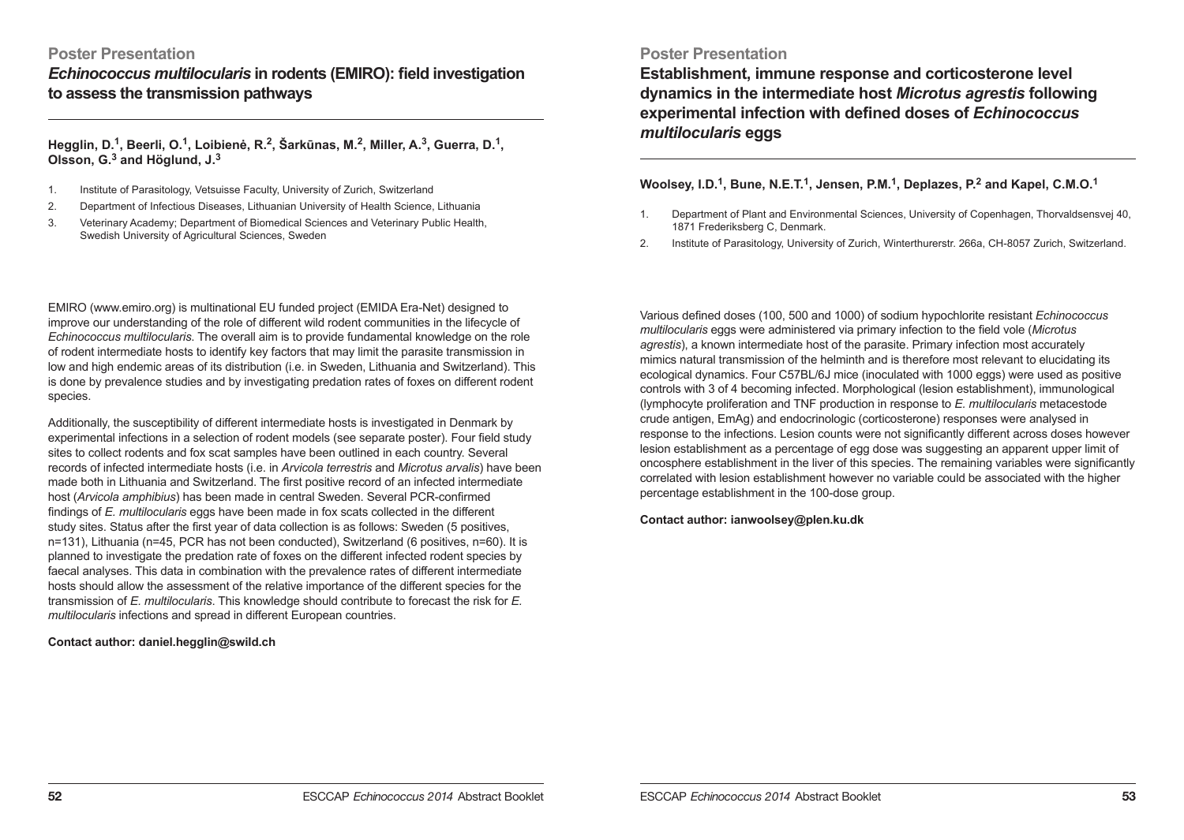### Poster Presentation

## *Echinococcus multilocularis* in rodents (EMIRO): field investigation to assess the transmission pathways

**Hegglin, D.[1], Beerli, O.[1], Loibienė, R.[2], Šarkūnas, M.[2], Miller, A.[3], Guerra, D.[1], Olsson, G.[3] and Höglund, J.[3]**

1. Institute of Parasitology, Vetsuisse Faculty, University of Zurich, Switzerland
2. Department of Infectious Diseases, Lithuanian University of Health Science, Lithuania
3. Veterinary Academy; Department of Biomedical Sciences and Veterinary Public Health, Swedish University of Agricultural Sciences, Sweden

EMIRO (www.emiro.org) is multinational EU funded project (EMIDA Era-Net) designed to improve our understanding of the role of different wild rodent communities in the lifecycle of *Echinococcus multilocularis.* The overall aim is to provide fundamental knowledge on the role of rodent intermediate hosts to identify key factors that may limit the parasite transmission in low and high endemic areas of its distribution (i.e. in Sweden, Lithuania and Switzerland). This is done by prevalence studies and by investigating predation rates of foxes on different rodent species.

Additionally, the susceptibility of different intermediate hosts is investigated in Denmark by experimental infections in a selection of rodent models (see separate poster). Four field study sites to collect rodents and fox scat samples have been outlined in each country. Several records of infected intermediate hosts (i.e. in *Arvicola terrestris* and *Microtus arvalis*) have been made both in Lithuania and Switzerland. The first positive record of an infected intermediate host (*Arvicola amphibius*) has been made in central Sweden. Several PCR-confirmed findings of *E. multilocularis* eggs have been made in fox scats collected in the different study sites. Status after the first year of data collection is as follows: Sweden (5 positives, n=131), Lithuania (n=45, PCR has not been conducted), Switzerland (6 positives, n=60). It is planned to investigate the predation rate of foxes on the different infected rodent species by faecal analyses. This data in combination with the prevalence rates of different intermediate hosts should allow the assessment of the relative importance of the different species for the transmission of *E. multilocularis*. This knowledge should contribute to forecast the risk for *E. multilocularis* infections and spread in different European countries.

**Contact author: daniel.hegglin@swild.ch**

### Poster Presentation

## Establishment, immune response and corticosterone level dynamics in the intermediate host *Microtus agrestis* following experimental infection with defined doses of *Echinococcus multilocularis* eggs

**Woolsey, I.D.[1], Bune, N.E.T.[1], Jensen, P.M.[1], Deplazes, P.[2] and Kapel, C.M.O.[1]**

1. Department of Plant and Environmental Sciences, University of Copenhagen, Thorvaldsensvej 40, 1871 Frederiksberg C, Denmark.
2. Institute of Parasitology, University of Zurich, Winterthurerstr. 266a, CH-8057 Zurich, Switzerland.

Various defined doses (100, 500 and 1000) of sodium hypochlorite resistant *Echinococcus multilocularis* eggs were administered via primary infection to the field vole (*Microtus agrestis*), a known intermediate host of the parasite. Primary infection most accurately mimics natural transmission of the helminth and is therefore most relevant to elucidating its ecological dynamics. Four C57BL/6J mice (inoculated with 1000 eggs) were used as positive controls with 3 of 4 becoming infected. Morphological (lesion establishment), immunological (lymphocyte proliferation and TNF production in response to *E. multilocularis* metacestode crude antigen, EmAg) and endocrinologic (corticosterone) responses were analysed in response to the infections. Lesion counts were not significantly different across doses however lesion establishment as a percentage of egg dose was suggesting an apparent upper limit of oncosphere establishment in the liver of this species. The remaining variables were significantly correlated with lesion establishment however no variable could be associated with the higher percentage establishment in the 100-dose group.

**Contact author: ianwoolsey@plen.ku.dk**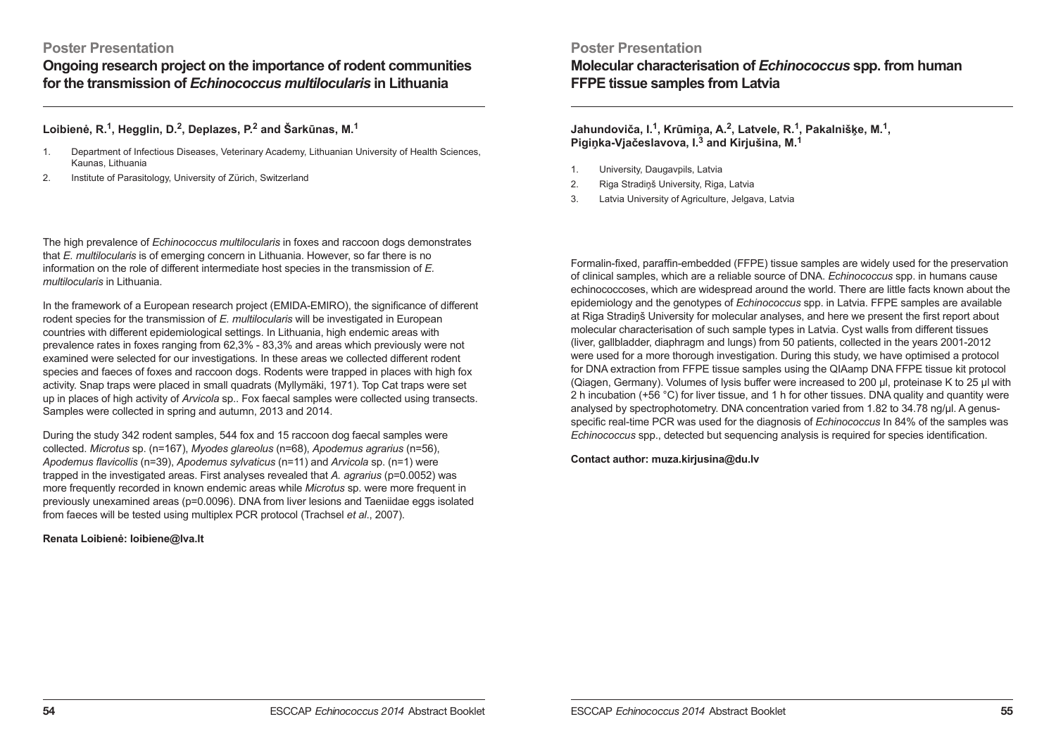Poster Presentation

## Ongoing research project on the importance of rodent communities for the transmission of *Echinococcus multilocularis* in Lithuania

**Loibienė, R.[1], Hegglin, D.[2], Deplazes, P.[2] and Šarkūnas, M.[1]**

1. Department of Infectious Diseases, Veterinary Academy, Lithuanian University of Health Sciences, Kaunas, Lithuania
2. Institute of Parasitology, University of Zürich, Switzerland

The high prevalence of *Echinococcus multilocularis* in foxes and raccoon dogs demonstrates that *E. multilocularis* is of emerging concern in Lithuania. However, so far there is no information on the role of different intermediate host species in the transmission of *E. multilocularis* in Lithuania.

In the framework of a European research project (EMIDA-EMIRO), the significance of different rodent species for the transmission of *E. multilocularis* will be investigated in European countries with different epidemiological settings. In Lithuania, high endemic areas with prevalence rates in foxes ranging from 62,3% - 83,3% and areas which previously were not examined were selected for our investigations. In these areas we collected different rodent species and faeces of foxes and raccoon dogs. Rodents were trapped in places with high fox activity. Snap traps were placed in small quadrats (Myllymäki, 1971). Top Cat traps were set up in places of high activity of *Arvicola* sp.. Fox faecal samples were collected using transects. Samples were collected in spring and autumn, 2013 and 2014.

During the study 342 rodent samples, 544 fox and 15 raccoon dog faecal samples were collected. *Microtus* sp. (n=167), *Myodes glareolus* (n=68), *Apodemus agrarius* (n=56), *Apodemus flavicollis* (n=39), *Apodemus sylvaticus* (n=11) and *Arvicola* sp. (n=1) were trapped in the investigated areas. First analyses revealed that *A. agrarius* (p=0.0052) was more frequently recorded in known endemic areas while *Microtus* sp. were more frequent in previously unexamined areas (p=0.0096). DNA from liver lesions and Taeniidae eggs isolated from faeces will be tested using multiplex PCR protocol (Trachsel *et al*., 2007).

**Renata Loibienė: loibiene@lva.lt**

Poster Presentation

## Molecular characterisation of *Echinococcus* spp. from human FFPE tissue samples from Latvia

**Jahundoviča, I.[1], Krūmiņa, A.[2], Latvele, R.[1], Pakalnišķe, M.[1], Piginka-Vjačeslavova, I.[3] and Kirjušina, M.[1]**

1. University, Daugavpils, Latvia
2. Riga Stradiņš University, Riga, Latvia
3. Latvia University of Agriculture, Jelgava, Latvia

Formalin-fixed, paraffin-embedded (FFPE) tissue samples are widely used for the preservation of clinical samples, which are a reliable source of DNA. *Echinococcus* spp. in humans cause echinococcoses, which are widespread around the world. There are little facts known about the epidemiology and the genotypes of *Echinococcus* spp. in Latvia. FFPE samples are available at Riga Stradiņš University for molecular analyses, and here we present the first report about molecular characterisation of such sample types in Latvia. Cyst walls from different tissues (liver, gallbladder, diaphragm and lungs) from 50 patients, collected in the years 2001-2012 were used for a more thorough investigation. During this study, we have optimised a protocol for DNA extraction from FFPE tissue samples using the QIAamp DNA FFPE tissue kit protocol (Qiagen, Germany). Volumes of lysis buffer were increased to 200 µl, proteinase K to 25 µl with 2 h incubation (+56 °C) for liver tissue, and 1 h for other tissues. DNA quality and quantity were analysed by spectrophotometry. DNA concentration varied from 1.82 to 34.78 ng/µl. A genus-specific real-time PCR was used for the diagnosis of *Echinococcus* In 84% of the samples was *Echinococcus* spp., detected but sequencing analysis is required for species identification.

**Contact author: muza.kirjusina@du.lv**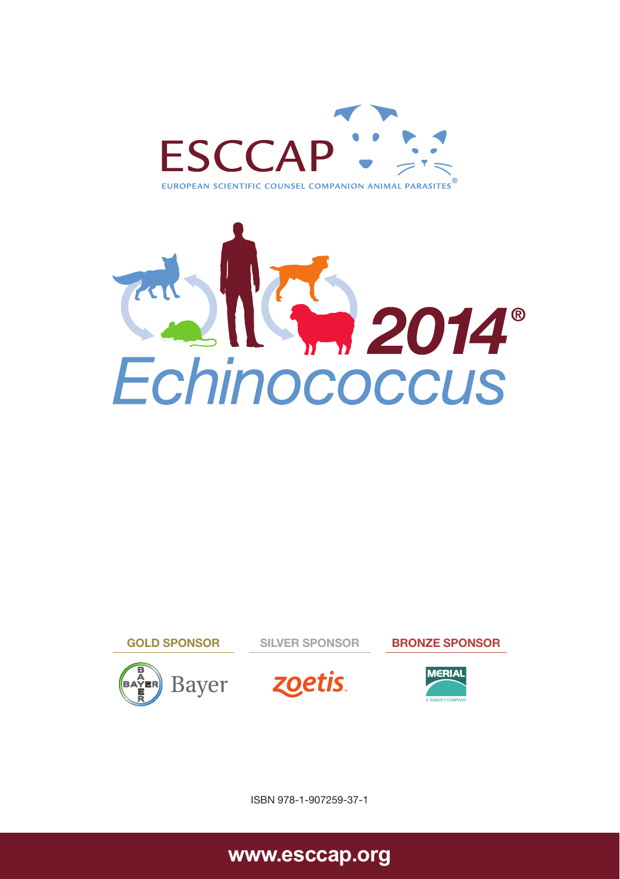ESCCAP

EUROPEAN SCIENTIFIC COUNSEL COMPANION ANIMAL PARASITES®

2014®

*Echinococcus*

**GOLD SPONSOR**

Bayer

**SILVER SPONSOR**

zoetis

**BRONZE SPONSOR**

MERIAL

A SANOFI COMPANY

ISBN 978-1-907259-37-1

**www.esccap.org**